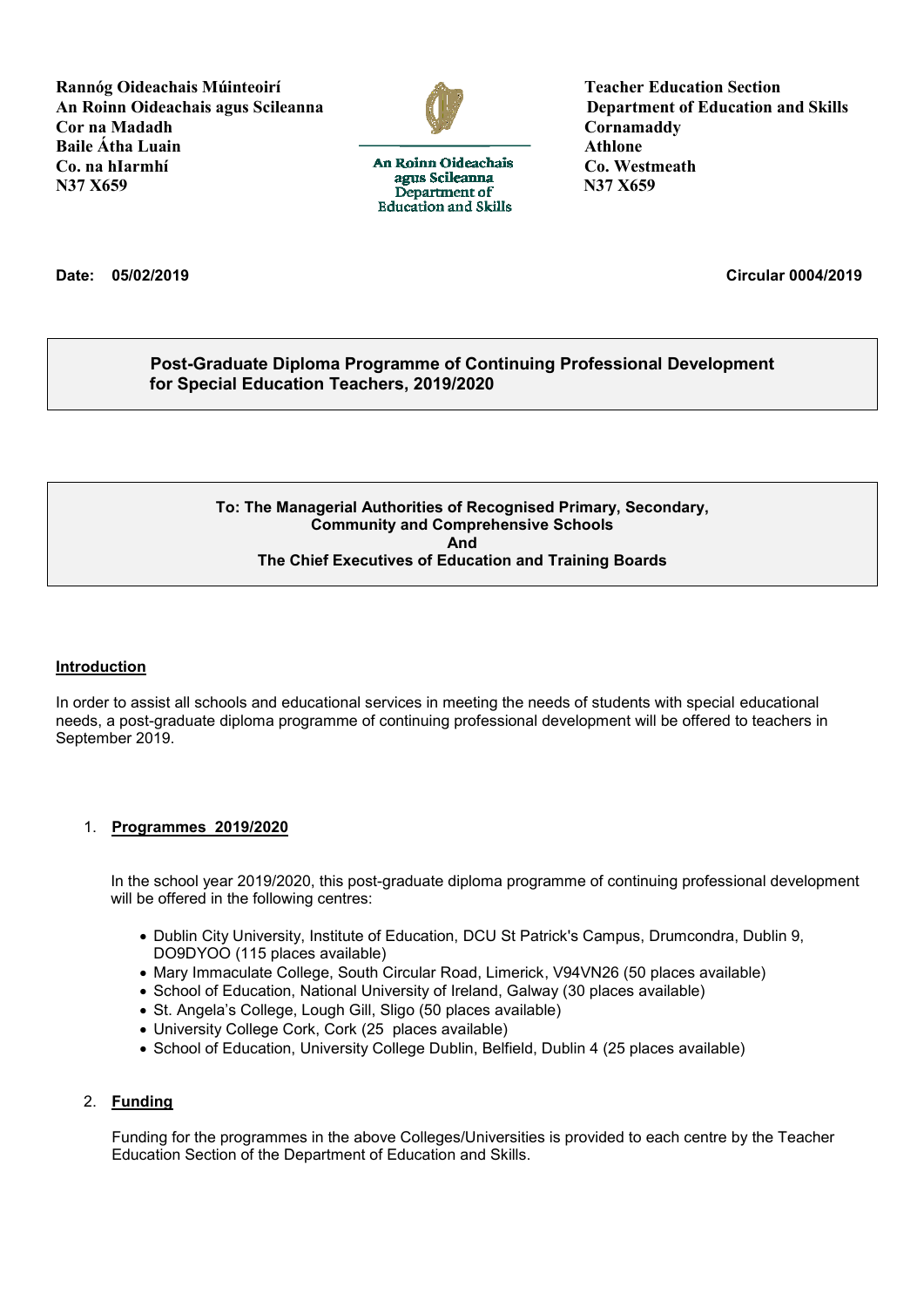**Rannóg Oideachais Múinteoirí**
**An Roinn Oideachais agus Scileanna**
**Cor na Madadh**
**Baile Átha Luain**
**Co. na hIarmhí**
**N37 X659**

An Roinn Oideachais agus Scileanna
Department of Education and Skills

**Teacher Education Section**
**Department of Education and Skills**
**Cornamaddy**
**Athlone**
**Co. Westmeath**
**N37 X659**

**Date: 05/02/2019**

**Circular 0004/2019**

## Post-Graduate Diploma Programme of Continuing Professional Development for Special Education Teachers, 2019/2020

**To: The Managerial Authorities of Recognised Primary, Secondary, Community and Comprehensive Schools**
**And**
**The Chief Executives of Education and Training Boards**

### Introduction

In order to assist all schools and educational services in meeting the needs of students with special educational needs, a post-graduate diploma programme of continuing professional development will be offered to teachers in September 2019.

### 1. Programmes 2019/2020

In the school year 2019/2020, this post-graduate diploma programme of continuing professional development will be offered in the following centres:

- Dublin City University, Institute of Education, DCU St Patrick's Campus, Drumcondra, Dublin 9, DO9DYOO (115 places available)
- Mary Immaculate College, South Circular Road, Limerick, V94VN26 (50 places available)
- School of Education, National University of Ireland, Galway (30 places available)
- St. Angela's College, Lough Gill, Sligo (50 places available)
- University College Cork, Cork (25 places available)
- School of Education, University College Dublin, Belfield, Dublin 4 (25 places available)

### 2. Funding

Funding for the programmes in the above Colleges/Universities is provided to each centre by the Teacher Education Section of the Department of Education and Skills.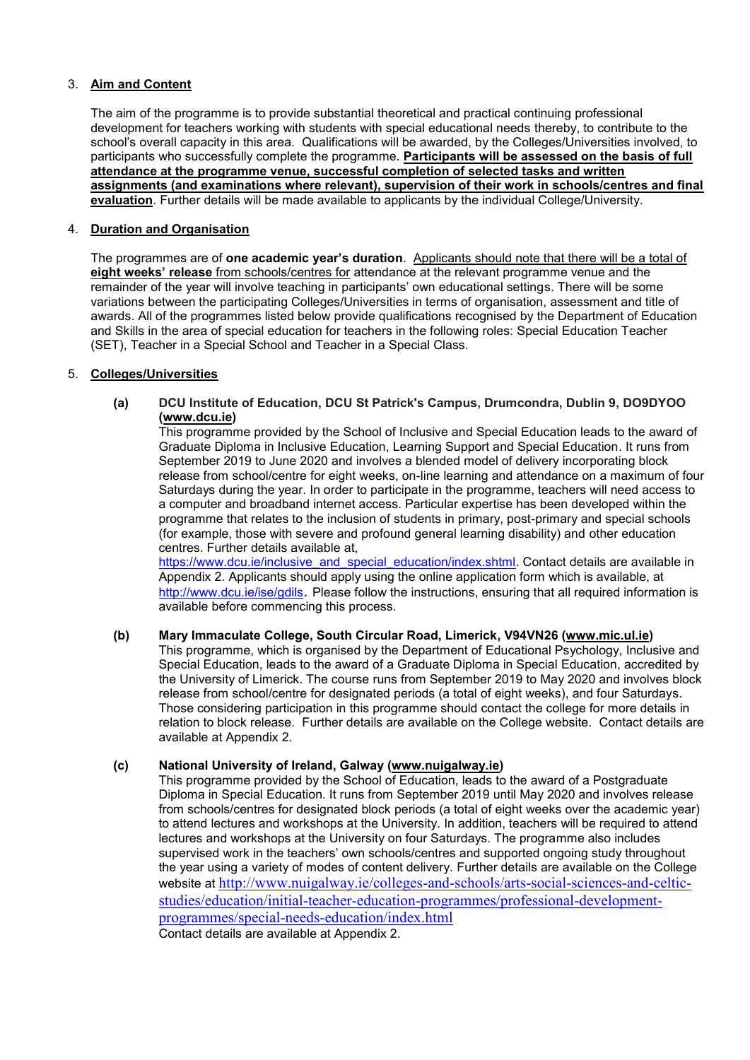3. **Aim and Content**

   The aim of the programme is to provide substantial theoretical and practical continuing professional development for teachers working with students with special educational needs thereby, to contribute to the school's overall capacity in this area. Qualifications will be awarded, by the Colleges/Universities involved, to participants who successfully complete the programme. **Participants will be assessed on the basis of full attendance at the programme venue, successful completion of selected tasks and written assignments (and examinations where relevant), supervision of their work in schools/centres and final evaluation**. Further details will be made available to applicants by the individual College/University.

4. **Duration and Organisation**

   The programmes are of **one academic year's duration**. Applicants should note that there will be a total of **eight weeks' release** from schools/centres for attendance at the relevant programme venue and the remainder of the year will involve teaching in participants' own educational settings. There will be some variations between the participating Colleges/Universities in terms of organisation, assessment and title of awards. All of the programmes listed below provide qualifications recognised by the Department of Education and Skills in the area of special education for teachers in the following roles: Special Education Teacher (SET), Teacher in a Special School and Teacher in a Special Class.

5. **Colleges/Universities**

   **(a) DCU Institute of Education, DCU St Patrick's Campus, Drumcondra, Dublin 9, DO9DYOO (www.dcu.ie)**

   This programme provided by the School of Inclusive and Special Education leads to the award of Graduate Diploma in Inclusive Education, Learning Support and Special Education. It runs from September 2019 to June 2020 and involves a blended model of delivery incorporating block release from school/centre for eight weeks, on-line learning and attendance on a maximum of four Saturdays during the year. In order to participate in the programme, teachers will need access to a computer and broadband internet access. Particular expertise has been developed within the programme that relates to the inclusion of students in primary, post-primary and special schools (for example, those with severe and profound general learning disability) and other education centres. Further details available at, https://www.dcu.ie/inclusive_and_special_education/index.shtml. Contact details are available in Appendix 2. Applicants should apply using the online application form which is available, at http://www.dcu.ie/ise/gdils. Please follow the instructions, ensuring that all required information is available before commencing this process.

   **(b) Mary Immaculate College, South Circular Road, Limerick, V94VN26 (www.mic.ul.ie)**

   This programme, which is organised by the Department of Educational Psychology, Inclusive and Special Education, leads to the award of a Graduate Diploma in Special Education, accredited by the University of Limerick. The course runs from September 2019 to May 2020 and involves block release from school/centre for designated periods (a total of eight weeks), and four Saturdays. Those considering participation in this programme should contact the college for more details in relation to block release. Further details are available on the College website. Contact details are available at Appendix 2.

   **(c) National University of Ireland, Galway (www.nuigalway.ie)**

   This programme provided by the School of Education, leads to the award of a Postgraduate Diploma in Special Education. It runs from September 2019 until May 2020 and involves release from schools/centres for designated block periods (a total of eight weeks over the academic year) to attend lectures and workshops at the University. In addition, teachers will be required to attend lectures and workshops at the University on four Saturdays. The programme also includes supervised work in the teachers' own schools/centres and supported ongoing study throughout the year using a variety of modes of content delivery. Further details are available on the College website at http://www.nuigalway.ie/colleges-and-schools/arts-social-sciences-and-celtic-studies/education/initial-teacher-education-programmes/professional-development-programmes/special-needs-education/index.html

   Contact details are available at Appendix 2.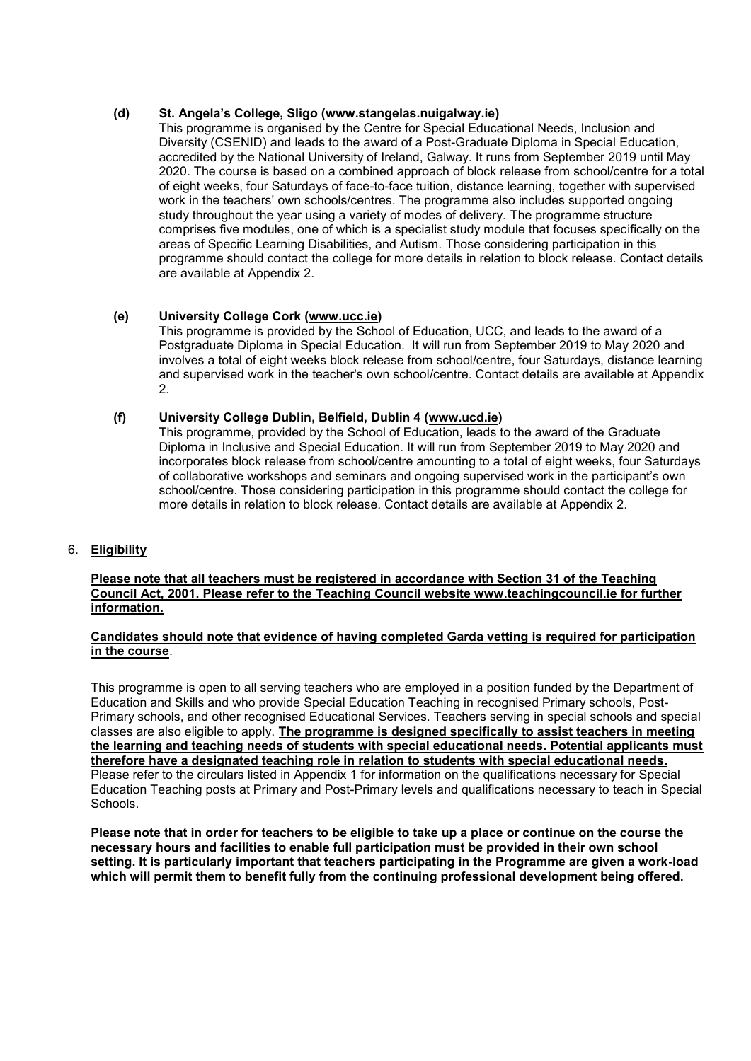**(d) St. Angela's College, Sligo (www.stangelas.nuigalway.ie)**

This programme is organised by the Centre for Special Educational Needs, Inclusion and Diversity (CSENID) and leads to the award of a Post-Graduate Diploma in Special Education, accredited by the National University of Ireland, Galway. It runs from September 2019 until May 2020. The course is based on a combined approach of block release from school/centre for a total of eight weeks, four Saturdays of face-to-face tuition, distance learning, together with supervised work in the teachers' own schools/centres. The programme also includes supported ongoing study throughout the year using a variety of modes of delivery. The programme structure comprises five modules, one of which is a specialist study module that focuses specifically on the areas of Specific Learning Disabilities, and Autism. Those considering participation in this programme should contact the college for more details in relation to block release. Contact details are available at Appendix 2.

**(e) University College Cork (www.ucc.ie)**

This programme is provided by the School of Education, UCC, and leads to the award of a Postgraduate Diploma in Special Education. It will run from September 2019 to May 2020 and involves a total of eight weeks block release from school/centre, four Saturdays, distance learning and supervised work in the teacher's own school/centre. Contact details are available at Appendix 2.

**(f) University College Dublin, Belfield, Dublin 4 (www.ucd.ie)**

This programme, provided by the School of Education, leads to the award of the Graduate Diploma in Inclusive and Special Education. It will run from September 2019 to May 2020 and incorporates block release from school/centre amounting to a total of eight weeks, four Saturdays of collaborative workshops and seminars and ongoing supervised work in the participant's own school/centre. Those considering participation in this programme should contact the college for more details in relation to block release. Contact details are available at Appendix 2.

## 6. Eligibility

**Please note that all teachers must be registered in accordance with Section 31 of the Teaching Council Act, 2001. Please refer to the Teaching Council website www.teachingcouncil.ie for further information.**

**Candidates should note that evidence of having completed Garda vetting is required for participation in the course**.

This programme is open to all serving teachers who are employed in a position funded by the Department of Education and Skills and who provide Special Education Teaching in recognised Primary schools, Post-Primary schools, and other recognised Educational Services. Teachers serving in special schools and special classes are also eligible to apply. **The programme is designed specifically to assist teachers in meeting the learning and teaching needs of students with special educational needs. Potential applicants must therefore have a designated teaching role in relation to students with special educational needs.** Please refer to the circulars listed in Appendix 1 for information on the qualifications necessary for Special Education Teaching posts at Primary and Post-Primary levels and qualifications necessary to teach in Special Schools.

**Please note that in order for teachers to be eligible to take up a place or continue on the course the necessary hours and facilities to enable full participation must be provided in their own school setting. It is particularly important that teachers participating in the Programme are given a work-load which will permit them to benefit fully from the continuing professional development being offered.**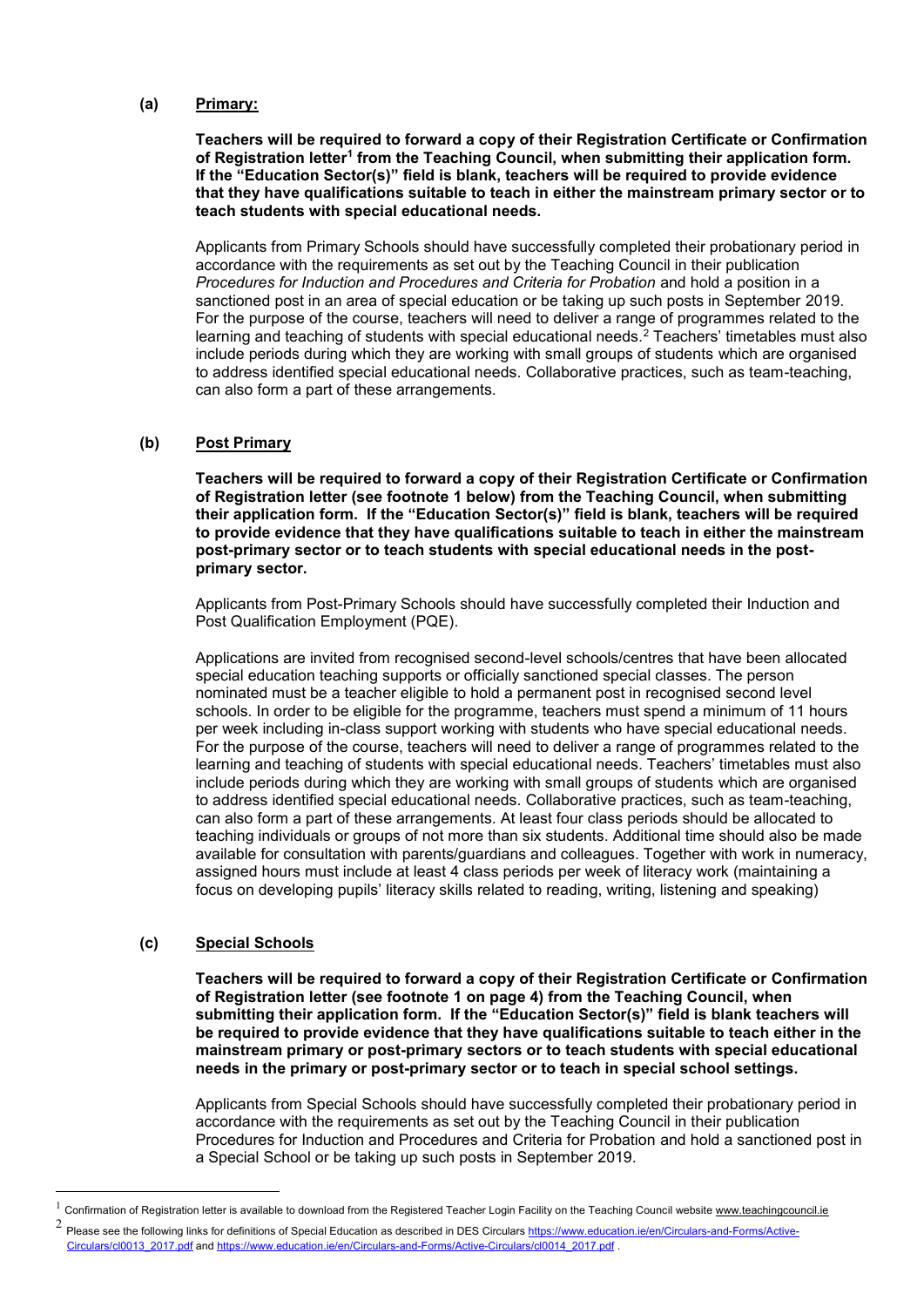**(a) Primary:**

**Teachers will be required to forward a copy of their Registration Certificate or Confirmation of Registration letter[1] from the Teaching Council, when submitting their application form. If the "Education Sector(s)" field is blank, teachers will be required to provide evidence that they have qualifications suitable to teach in either the mainstream primary sector or to teach students with special educational needs.**

Applicants from Primary Schools should have successfully completed their probationary period in accordance with the requirements as set out by the Teaching Council in their publication *Procedures for Induction and Procedures and Criteria for Probation* and hold a position in a sanctioned post in an area of special education or be taking up such posts in September 2019. For the purpose of the course, teachers will need to deliver a range of programmes related to the learning and teaching of students with special educational needs.[2] Teachers' timetables must also include periods during which they are working with small groups of students which are organised to address identified special educational needs. Collaborative practices, such as team-teaching, can also form a part of these arrangements.

**(b) Post Primary**

**Teachers will be required to forward a copy of their Registration Certificate or Confirmation of Registration letter (see footnote 1 below) from the Teaching Council, when submitting their application form. If the "Education Sector(s)" field is blank, teachers will be required to provide evidence that they have qualifications suitable to teach in either the mainstream post-primary sector or to teach students with special educational needs in the post-primary sector.**

Applicants from Post-Primary Schools should have successfully completed their Induction and Post Qualification Employment (PQE).

Applications are invited from recognised second-level schools/centres that have been allocated special education teaching supports or officially sanctioned special classes. The person nominated must be a teacher eligible to hold a permanent post in recognised second level schools. In order to be eligible for the programme, teachers must spend a minimum of 11 hours per week including in-class support working with students who have special educational needs. For the purpose of the course, teachers will need to deliver a range of programmes related to the learning and teaching of students with special educational needs. Teachers' timetables must also include periods during which they are working with small groups of students which are organised to address identified special educational needs. Collaborative practices, such as team-teaching, can also form a part of these arrangements. At least four class periods should be allocated to teaching individuals or groups of not more than six students. Additional time should also be made available for consultation with parents/guardians and colleagues. Together with work in numeracy, assigned hours must include at least 4 class periods per week of literacy work (maintaining a focus on developing pupils' literacy skills related to reading, writing, listening and speaking)

**(c) Special Schools**

**Teachers will be required to forward a copy of their Registration Certificate or Confirmation of Registration letter (see footnote 1 on page 4) from the Teaching Council, when submitting their application form. If the "Education Sector(s)" field is blank teachers will be required to provide evidence that they have qualifications suitable to teach either in the mainstream primary or post-primary sectors or to teach students with special educational needs in the primary or post-primary sector or to teach in special school settings.**

Applicants from Special Schools should have successfully completed their probationary period in accordance with the requirements as set out by the Teaching Council in their publication Procedures for Induction and Procedures and Criteria for Probation and hold a sanctioned post in a Special School or be taking up such posts in September 2019.

---

[1] Confirmation of Registration letter is available to download from the Registered Teacher Login Facility on the Teaching Council website www.teachingcouncil.ie

[2] Please see the following links for definitions of Special Education as described in DES Circulars https://www.education.ie/en/Circulars-and-Forms/Active-Circulars/cl0013_2017.pdf and https://www.education.ie/en/Circulars-and-Forms/Active-Circulars/cl0014_2017.pdf .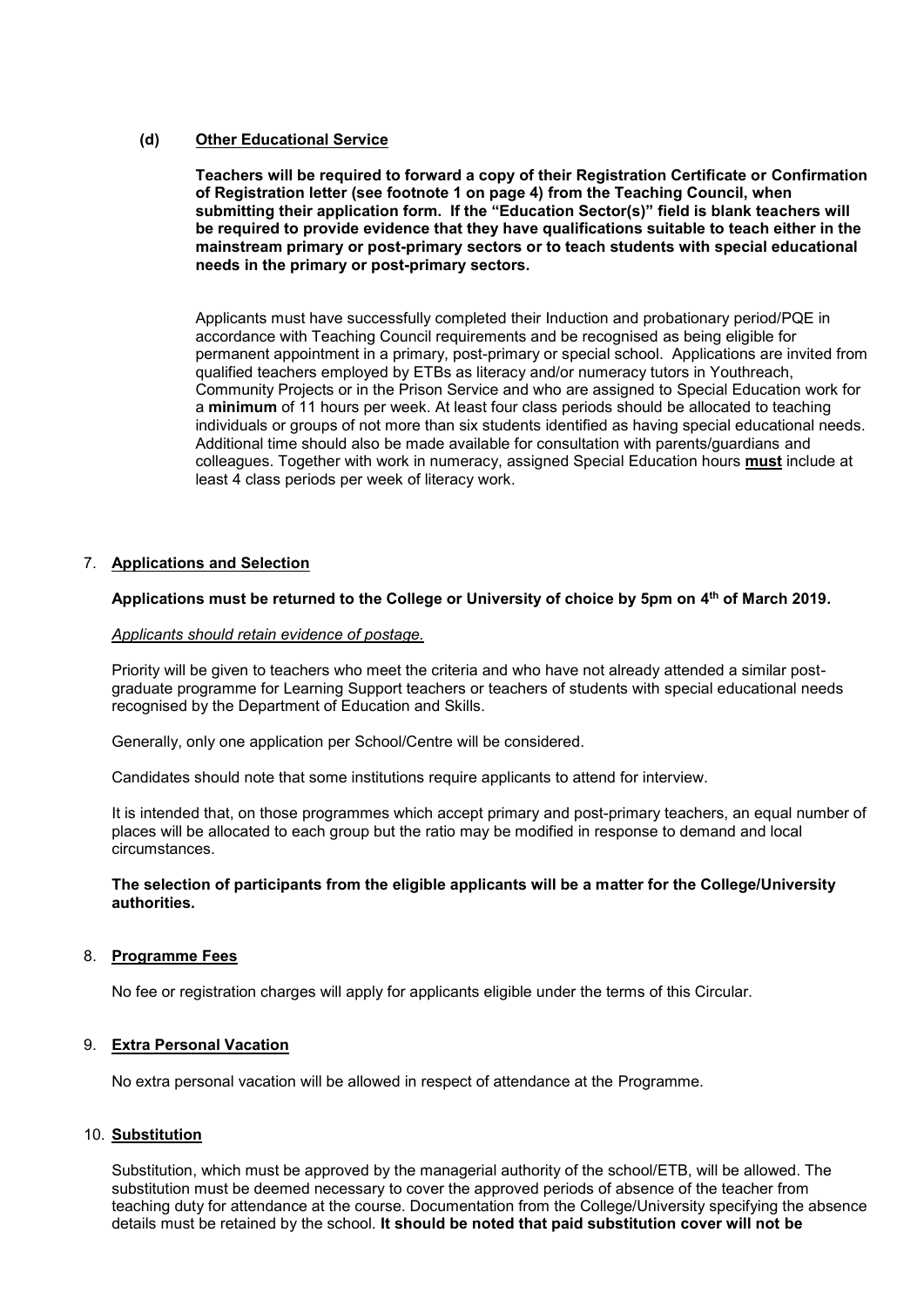**(d) Other Educational Service**

**Teachers will be required to forward a copy of their Registration Certificate or Confirmation of Registration letter (see footnote 1 on page 4) from the Teaching Council, when submitting their application form. If the "Education Sector(s)" field is blank teachers will be required to provide evidence that they have qualifications suitable to teach either in the mainstream primary or post-primary sectors or to teach students with special educational needs in the primary or post-primary sectors.**

Applicants must have successfully completed their Induction and probationary period/PQE in accordance with Teaching Council requirements and be recognised as being eligible for permanent appointment in a primary, post-primary or special school. Applications are invited from qualified teachers employed by ETBs as literacy and/or numeracy tutors in Youthreach, Community Projects or in the Prison Service and who are assigned to Special Education work for a **minimum** of 11 hours per week. At least four class periods should be allocated to teaching individuals or groups of not more than six students identified as having special educational needs. Additional time should also be made available for consultation with parents/guardians and colleagues. Together with work in numeracy, assigned Special Education hours **must** include at least 4 class periods per week of literacy work.

## 7. Applications and Selection

**Applications must be returned to the College or University of choice by 5pm on 4th of March 2019.**

*Applicants should retain evidence of postage.*

Priority will be given to teachers who meet the criteria and who have not already attended a similar post-graduate programme for Learning Support teachers or teachers of students with special educational needs recognised by the Department of Education and Skills.

Generally, only one application per School/Centre will be considered.

Candidates should note that some institutions require applicants to attend for interview.

It is intended that, on those programmes which accept primary and post-primary teachers, an equal number of places will be allocated to each group but the ratio may be modified in response to demand and local circumstances.

**The selection of participants from the eligible applicants will be a matter for the College/University authorities.**

## 8. Programme Fees

No fee or registration charges will apply for applicants eligible under the terms of this Circular.

## 9. Extra Personal Vacation

No extra personal vacation will be allowed in respect of attendance at the Programme.

## 10. Substitution

Substitution, which must be approved by the managerial authority of the school/ETB, will be allowed. The substitution must be deemed necessary to cover the approved periods of absence of the teacher from teaching duty for attendance at the course. Documentation from the College/University specifying the absence details must be retained by the school. **It should be noted that paid substitution cover will not be**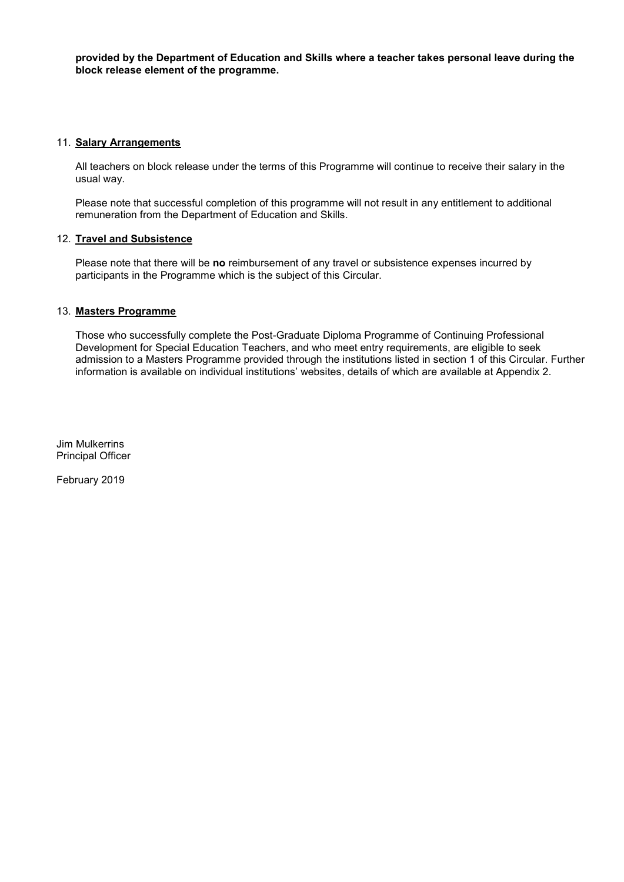**provided by the Department of Education and Skills where a teacher takes personal leave during the block release element of the programme.**

## 11. **Salary Arrangements**

All teachers on block release under the terms of this Programme will continue to receive their salary in the usual way.

Please note that successful completion of this programme will not result in any entitlement to additional remuneration from the Department of Education and Skills.

## 12. **Travel and Subsistence**

Please note that there will be **no** reimbursement of any travel or subsistence expenses incurred by participants in the Programme which is the subject of this Circular.

## 13. **Masters Programme**

Those who successfully complete the Post-Graduate Diploma Programme of Continuing Professional Development for Special Education Teachers, and who meet entry requirements, are eligible to seek admission to a Masters Programme provided through the institutions listed in section 1 of this Circular. Further information is available on individual institutions' websites, details of which are available at Appendix 2.

Jim Mulkerrins
Principal Officer

February 2019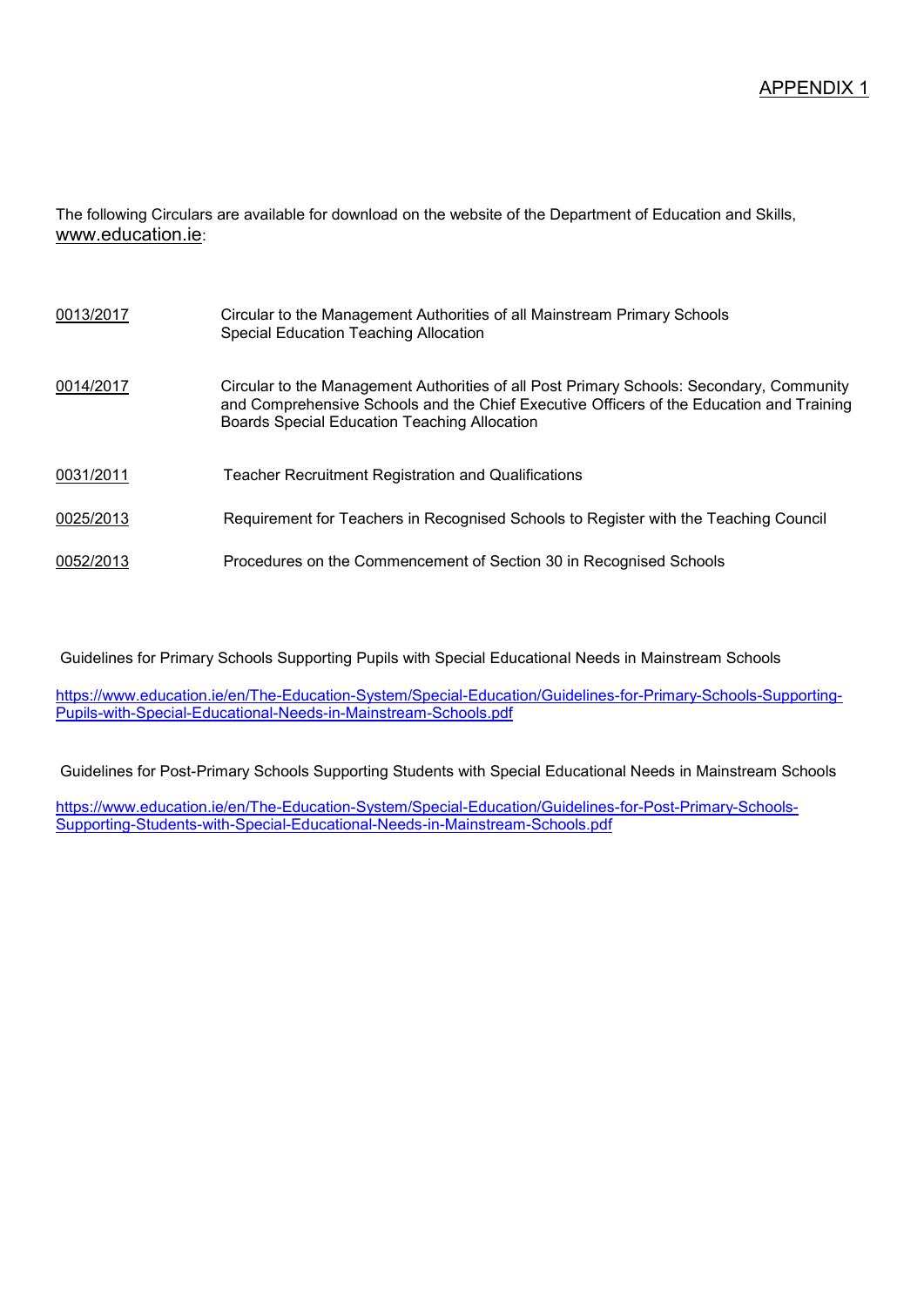APPENDIX 1

The following Circulars are available for download on the website of the Department of Education and Skills, www.education.ie:

| | |
|---|---|
| 0013/2017 | Circular to the Management Authorities of all Mainstream Primary Schools Special Education Teaching Allocation |
| 0014/2017 | Circular to the Management Authorities of all Post Primary Schools: Secondary, Community and Comprehensive Schools and the Chief Executive Officers of the Education and Training Boards Special Education Teaching Allocation |
| 0031/2011 | Teacher Recruitment Registration and Qualifications |
| 0025/2013 | Requirement for Teachers in Recognised Schools to Register with the Teaching Council |
| 0052/2013 | Procedures on the Commencement of Section 30 in Recognised Schools |

Guidelines for Primary Schools Supporting Pupils with Special Educational Needs in Mainstream Schools

https://www.education.ie/en/The-Education-System/Special-Education/Guidelines-for-Primary-Schools-Supporting-Pupils-with-Special-Educational-Needs-in-Mainstream-Schools.pdf

Guidelines for Post-Primary Schools Supporting Students with Special Educational Needs in Mainstream Schools

https://www.education.ie/en/The-Education-System/Special-Education/Guidelines-for-Post-Primary-Schools-Supporting-Students-with-Special-Educational-Needs-in-Mainstream-Schools.pdf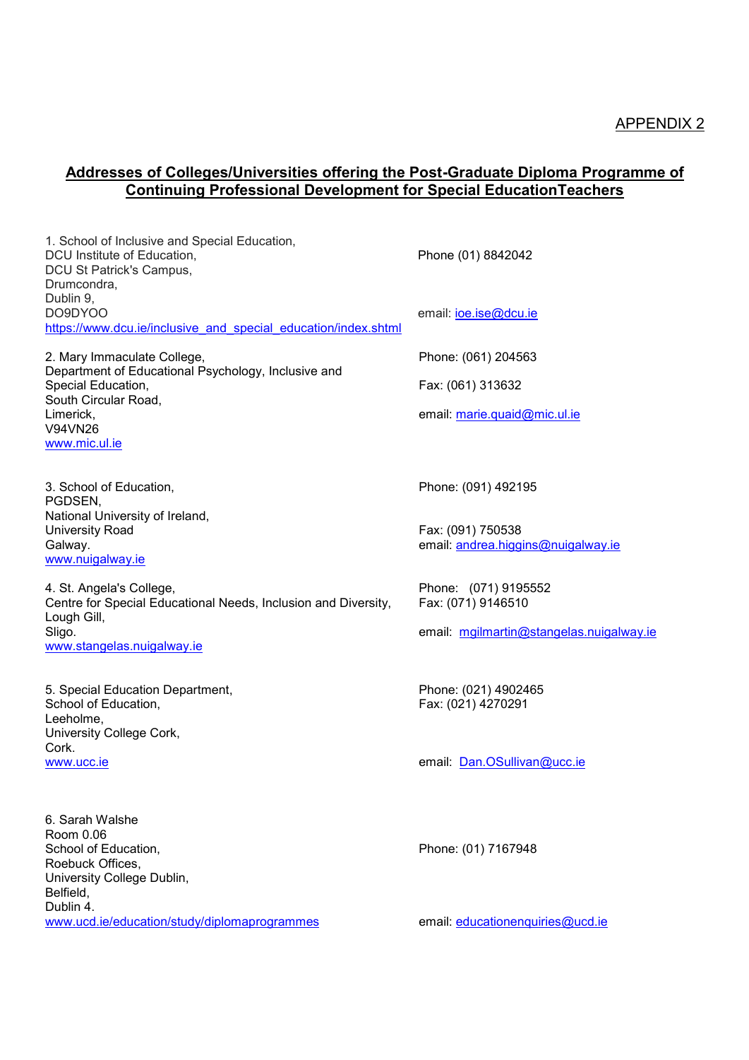APPENDIX 2

## Addresses of Colleges/Universities offering the Post-Graduate Diploma Programme of Continuing Professional Development for Special EducationTeachers

1. School of Inclusive and Special Education,
DCU Institute of Education,
DCU St Patrick's Campus,
Drumcondra,
Dublin 9,
DO9DYOO
https://www.dcu.ie/inclusive_and_special_education/index.shtml

Phone (01) 8842042

email: ioe.ise@dcu.ie

2. Mary Immaculate College,
Department of Educational Psychology, Inclusive and Special Education,
South Circular Road,
Limerick,
V94VN26
www.mic.ul.ie

Phone: (061) 204563

Fax: (061) 313632

email: marie.quaid@mic.ul.ie

3. School of Education,
PGDSEN,
National University of Ireland,
University Road
Galway.
www.nuigalway.ie

Phone: (091) 492195

Fax: (091) 750538
email: andrea.higgins@nuigalway.ie

4. St. Angela's College,
Centre for Special Educational Needs, Inclusion and Diversity,
Lough Gill,
Sligo.
www.stangelas.nuigalway.ie

Phone: (071) 9195552
Fax: (071) 9146510

email: mgilmartin@stangelas.nuigalway.ie

5. Special Education Department,
School of Education,
Leeholme,
University College Cork,
Cork.
www.ucc.ie

Phone: (021) 4902465
Fax: (021) 4270291

email: Dan.OSullivan@ucc.ie

6. Sarah Walshe
Room 0.06
School of Education,
Roebuck Offices,
University College Dublin,
Belfield,
Dublin 4.
www.ucd.ie/education/study/diplomaprogrammes

Phone: (01) 7167948

email: educationenquiries@ucd.ie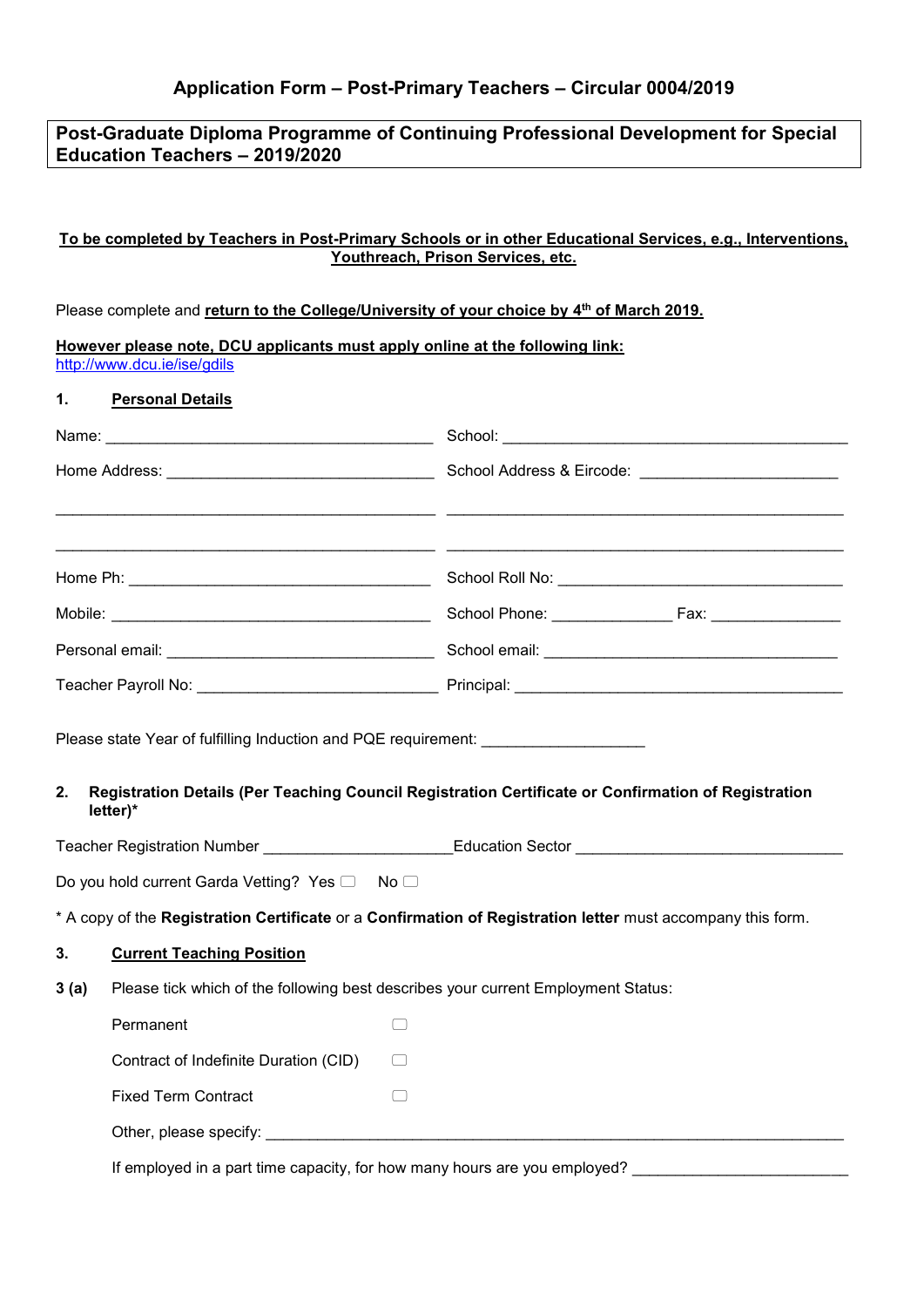## Application Form – Post-Primary Teachers – Circular 0004/2019

**Post-Graduate Diploma Programme of Continuing Professional Development for Special Education Teachers – 2019/2020**

**To be completed by Teachers in Post-Primary Schools or in other Educational Services, e.g., Interventions, Youthreach, Prison Services, etc.**

Please complete and **return to the College/University of your choice by 4th of March 2019.**

**However please note, DCU applicants must apply online at the following link:**
http://www.dcu.ie/ise/gdils

**1. Personal Details**

Name: ______________________________________ School: ________________________________________

Home Address: ______________________________ School Address & Eircode: ______________________

_____________________________________________ _____________________________________________

_____________________________________________ _____________________________________________

Home Ph: ___________________________________ School Roll No: ________________________________

Mobile: _____________________________________ School Phone: ______________ Fax: _______________

Personal email: ______________________________ School email: _________________________________

Teacher Payroll No: ___________________________ Principal: _____________________________________

Please state Year of fulfilling Induction and PQE requirement: __________________

**2. Registration Details (Per Teaching Council Registration Certificate or Confirmation of Registration letter)***

Teacher Registration Number _____________________ Education Sector ______________________________

Do you hold current Garda Vetting? Yes ☐ No ☐

* A copy of the **Registration Certificate** or a **Confirmation of Registration letter** must accompany this form.

**3. Current Teaching Position**

**3 (a)** Please tick which of the following best describes your current Employment Status:

- Permanent ☐
- Contract of Indefinite Duration (CID) ☐
- Fixed Term Contract ☐
- Other, please specify: ____________________________________________________________________

If employed in a part time capacity, for how many hours are you employed? _________________________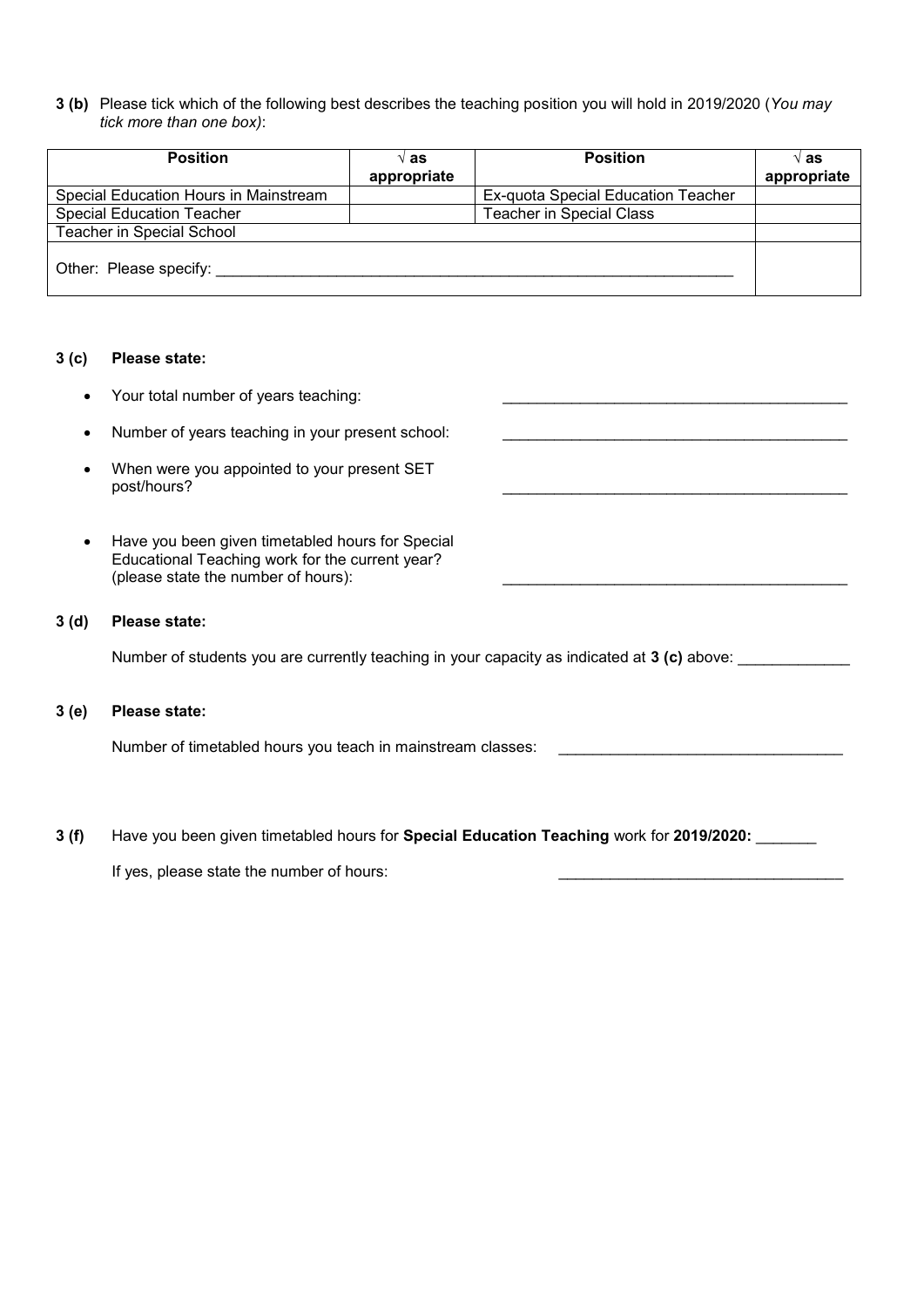**3 (b)** Please tick which of the following best describes the teaching position you will hold in 2019/2020 (*You may tick more than one box)*:

| Position | √ as appropriate | Position | √ as appropriate |
|---|---|---|---|
| Special Education Hours in Mainstream | | Ex-quota Special Education Teacher | |
| Special Education Teacher | | Teacher in Special Class | |
| Teacher in Special School | | | |
| Other: Please specify: _______________ | | | |

**3 (c)** **Please state:**

- Your total number of years teaching: _______________
- Number of years teaching in your present school: _______________
- When were you appointed to your present SET post/hours? _______________
- Have you been given timetabled hours for Special Educational Teaching work for the current year? (please state the number of hours): _______________

**3 (d)** **Please state:**

Number of students you are currently teaching in your capacity as indicated at **3 (c)** above: _____________

**3 (e)** **Please state:**

Number of timetabled hours you teach in mainstream classes: _______________

**3 (f)** Have you been given timetabled hours for **Special Education Teaching** work for **2019/2020:** _______

If yes, please state the number of hours: _______________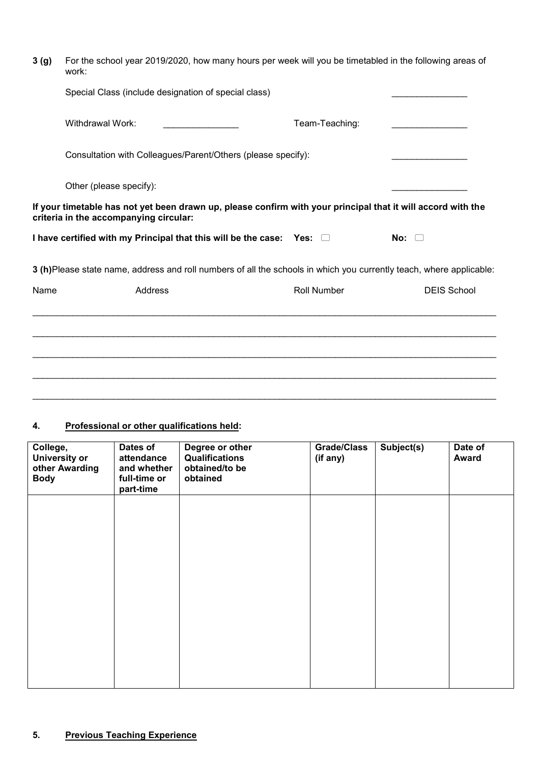**3 (g)** For the school year 2019/2020, how many hours per week will you be timetabled in the following areas of work:

Special Class (include designation of special class) _______________

Withdrawal Work: _______________ Team-Teaching: _______________

Consultation with Colleagues/Parent/Others (please specify): _______________

Other (please specify): _______________

**If your timetable has not yet been drawn up, please confirm with your principal that it will accord with the criteria in the accompanying circular:**

**I have certified with my Principal that this will be the case: Yes:** ☐ **No:** ☐

**3 (h)** Please state name, address and roll numbers of all the schools in which you currently teach, where applicable:

| Name | Address | Roll Number | DEIS School |
|---|---|---|---|
| | | | |
| | | | |
| | | | |
| | | | |
| | | | |

## 4. Professional or other qualifications held:

| College, University or other Awarding Body | Dates of attendance and whether full-time or part-time | Degree or other Qualifications obtained/to be obtained | Grade/Class (if any) | Subject(s) | Date of Award |
|---|---|---|---|---|---|
| | | | | | |

## 5. Previous Teaching Experience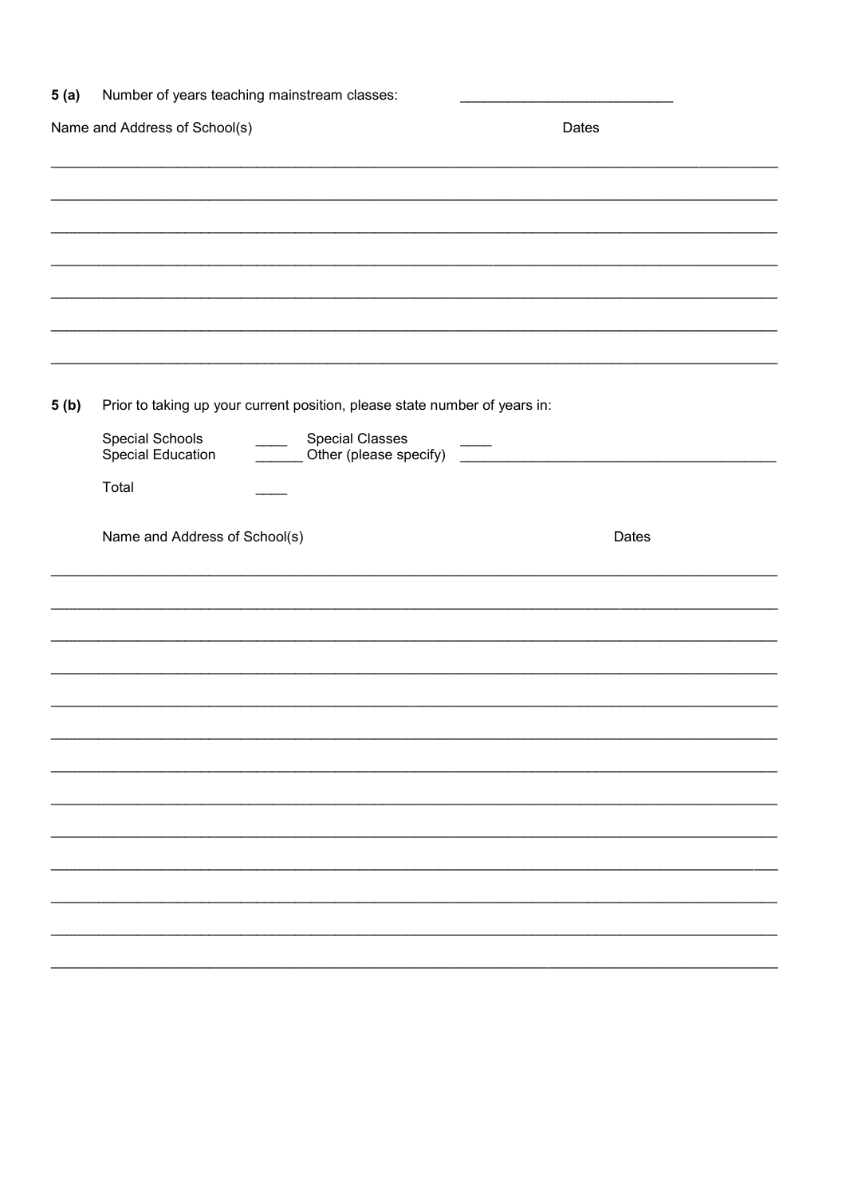**5 (a)** Number of years teaching mainstream classes: ___________________________

Name and Address of School(s) Dates

_______________________________________________________________________________

_______________________________________________________________________________

_______________________________________________________________________________

_______________________________________________________________________________

_______________________________________________________________________________

_______________________________________________________________________________

_______________________________________________________________________________

**5 (b)** Prior to taking up your current position, please state number of years in:

Special Schools ____ Special Classes ____
Special Education ______ Other (please specify) ________________________________________

Total ____

Name and Address of School(s) Dates

_______________________________________________________________________________

_______________________________________________________________________________

_______________________________________________________________________________

_______________________________________________________________________________

_______________________________________________________________________________

_______________________________________________________________________________

_______________________________________________________________________________

_______________________________________________________________________________

_______________________________________________________________________________

_______________________________________________________________________________

_______________________________________________________________________________

_______________________________________________________________________________

_______________________________________________________________________________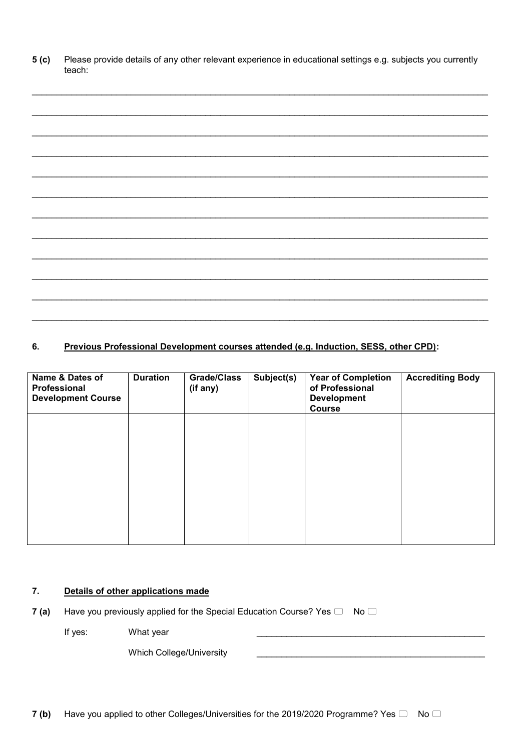**5 (c)** Please provide details of any other relevant experience in educational settings e.g. subjects you currently teach:

\_\_\_\_\_\_\_\_\_\_\_\_\_\_\_\_\_\_\_\_\_\_\_\_\_\_\_\_\_\_\_\_\_\_\_\_\_\_\_\_\_\_\_\_\_\_\_\_\_\_\_\_\_\_\_\_\_\_\_\_\_\_\_\_\_\_\_\_\_\_\_\_\_\_\_\_

\_\_\_\_\_\_\_\_\_\_\_\_\_\_\_\_\_\_\_\_\_\_\_\_\_\_\_\_\_\_\_\_\_\_\_\_\_\_\_\_\_\_\_\_\_\_\_\_\_\_\_\_\_\_\_\_\_\_\_\_\_\_\_\_\_\_\_\_\_\_\_\_\_\_\_\_

\_\_\_\_\_\_\_\_\_\_\_\_\_\_\_\_\_\_\_\_\_\_\_\_\_\_\_\_\_\_\_\_\_\_\_\_\_\_\_\_\_\_\_\_\_\_\_\_\_\_\_\_\_\_\_\_\_\_\_\_\_\_\_\_\_\_\_\_\_\_\_\_\_\_\_\_

\_\_\_\_\_\_\_\_\_\_\_\_\_\_\_\_\_\_\_\_\_\_\_\_\_\_\_\_\_\_\_\_\_\_\_\_\_\_\_\_\_\_\_\_\_\_\_\_\_\_\_\_\_\_\_\_\_\_\_\_\_\_\_\_\_\_\_\_\_\_\_\_\_\_\_\_

\_\_\_\_\_\_\_\_\_\_\_\_\_\_\_\_\_\_\_\_\_\_\_\_\_\_\_\_\_\_\_\_\_\_\_\_\_\_\_\_\_\_\_\_\_\_\_\_\_\_\_\_\_\_\_\_\_\_\_\_\_\_\_\_\_\_\_\_\_\_\_\_\_\_\_\_

\_\_\_\_\_\_\_\_\_\_\_\_\_\_\_\_\_\_\_\_\_\_\_\_\_\_\_\_\_\_\_\_\_\_\_\_\_\_\_\_\_\_\_\_\_\_\_\_\_\_\_\_\_\_\_\_\_\_\_\_\_\_\_\_\_\_\_\_\_\_\_\_\_\_\_\_

\_\_\_\_\_\_\_\_\_\_\_\_\_\_\_\_\_\_\_\_\_\_\_\_\_\_\_\_\_\_\_\_\_\_\_\_\_\_\_\_\_\_\_\_\_\_\_\_\_\_\_\_\_\_\_\_\_\_\_\_\_\_\_\_\_\_\_\_\_\_\_\_\_\_\_\_

\_\_\_\_\_\_\_\_\_\_\_\_\_\_\_\_\_\_\_\_\_\_\_\_\_\_\_\_\_\_\_\_\_\_\_\_\_\_\_\_\_\_\_\_\_\_\_\_\_\_\_\_\_\_\_\_\_\_\_\_\_\_\_\_\_\_\_\_\_\_\_\_\_\_\_\_

\_\_\_\_\_\_\_\_\_\_\_\_\_\_\_\_\_\_\_\_\_\_\_\_\_\_\_\_\_\_\_\_\_\_\_\_\_\_\_\_\_\_\_\_\_\_\_\_\_\_\_\_\_\_\_\_\_\_\_\_\_\_\_\_\_\_\_\_\_\_\_\_\_\_\_\_

\_\_\_\_\_\_\_\_\_\_\_\_\_\_\_\_\_\_\_\_\_\_\_\_\_\_\_\_\_\_\_\_\_\_\_\_\_\_\_\_\_\_\_\_\_\_\_\_\_\_\_\_\_\_\_\_\_\_\_\_\_\_\_\_\_\_\_\_\_\_\_\_\_\_\_\_

\_\_\_\_\_\_\_\_\_\_\_\_\_\_\_\_\_\_\_\_\_\_\_\_\_\_\_\_\_\_\_\_\_\_\_\_\_\_\_\_\_\_\_\_\_\_\_\_\_\_\_\_\_\_\_\_\_\_\_\_\_\_\_\_\_\_\_\_\_\_\_\_\_\_\_\_

\_\_\_\_\_\_\_\_\_\_\_\_\_\_\_\_\_\_\_\_\_\_\_\_\_\_\_\_\_\_\_\_\_\_\_\_\_\_\_\_\_\_\_\_\_\_\_\_\_\_\_\_\_\_\_\_\_\_\_\_\_\_\_\_\_\_\_\_\_\_\_\_\_\_\_\_

## 6. Previous Professional Development courses attended (e.g. Induction, SESS, other CPD):

| Name & Dates of Professional Development Course | Duration | Grade/Class (if any) | Subject(s) | Year of Completion of Professional Development Course | Accrediting Body |
|---|---|---|---|---|---|
| | | | | | |

## 7. Details of other applications made

**7 (a)** Have you previously applied for the Special Education Course? Yes ☐ No ☐

If yes: What year \_\_\_\_\_\_\_\_\_\_\_\_\_\_\_\_\_\_\_\_\_\_\_\_\_\_\_\_\_\_\_\_\_\_\_\_\_\_\_\_\_\_\_\_

Which College/University \_\_\_\_\_\_\_\_\_\_\_\_\_\_\_\_\_\_\_\_\_\_\_\_\_\_\_\_\_\_\_\_\_\_\_\_\_\_\_\_\_\_\_\_

**7 (b)** Have you applied to other Colleges/Universities for the 2019/2020 Programme? Yes ☐ No ☐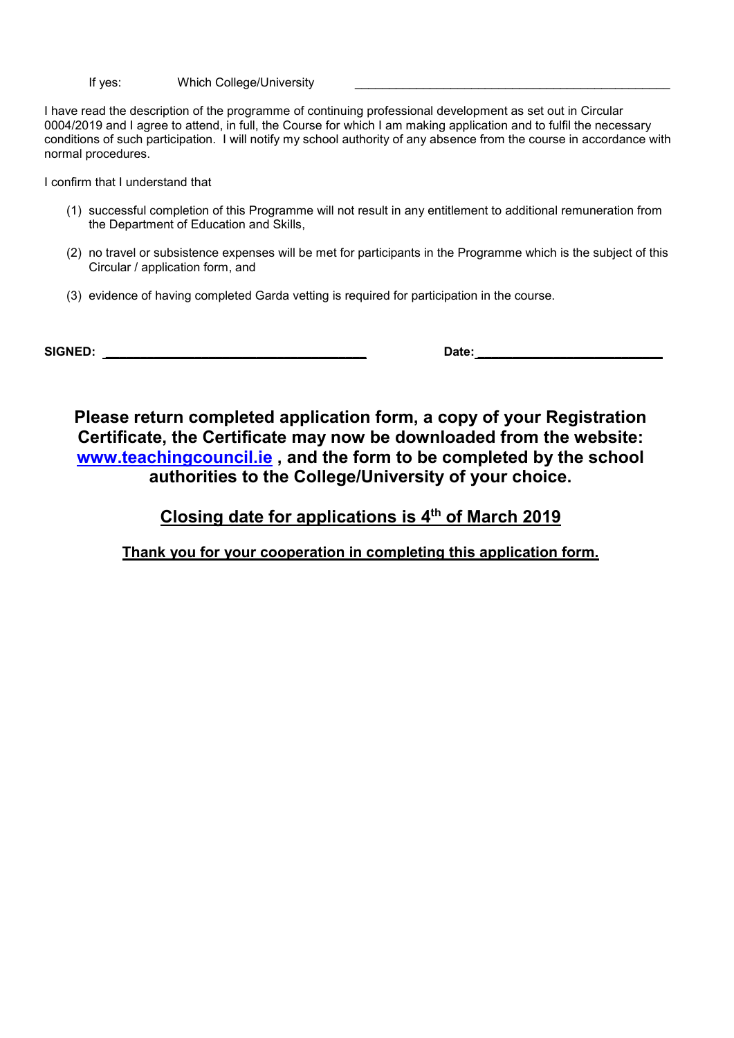If yes: Which College/University ______________________________________________

I have read the description of the programme of continuing professional development as set out in Circular 0004/2019 and I agree to attend, in full, the Course for which I am making application and to fulfil the necessary conditions of such participation. I will notify my school authority of any absence from the course in accordance with normal procedures.

I confirm that I understand that

(1) successful completion of this Programme will not result in any entitlement to additional remuneration from the Department of Education and Skills,

(2) no travel or subsistence expenses will be met for participants in the Programme which is the subject of this Circular / application form, and

(3) evidence of having completed Garda vetting is required for participation in the course.

**SIGNED:** ____________________________________ **Date:**__________________________

**Please return completed application form, a copy of your Registration Certificate, the Certificate may now be downloaded from the website: [www.teachingcouncil.ie](http://www.teachingcouncil.ie) , and the form to be completed by the school authorities to the College/University of your choice.**

**Closing date for applications is 4th of March 2019**

**Thank you for your cooperation in completing this application form.**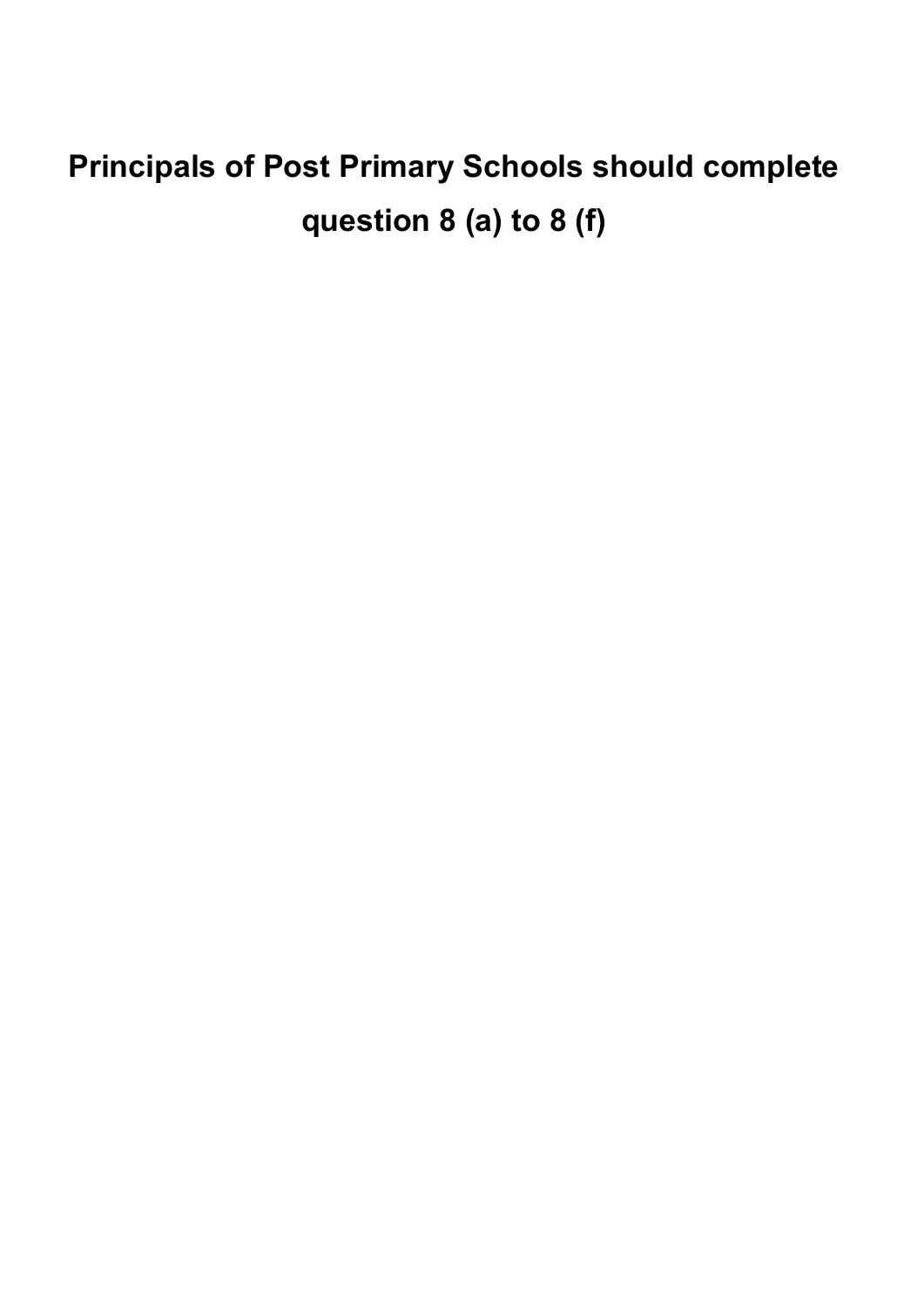## Principals of Post Primary Schools should complete question 8 (a) to 8 (f)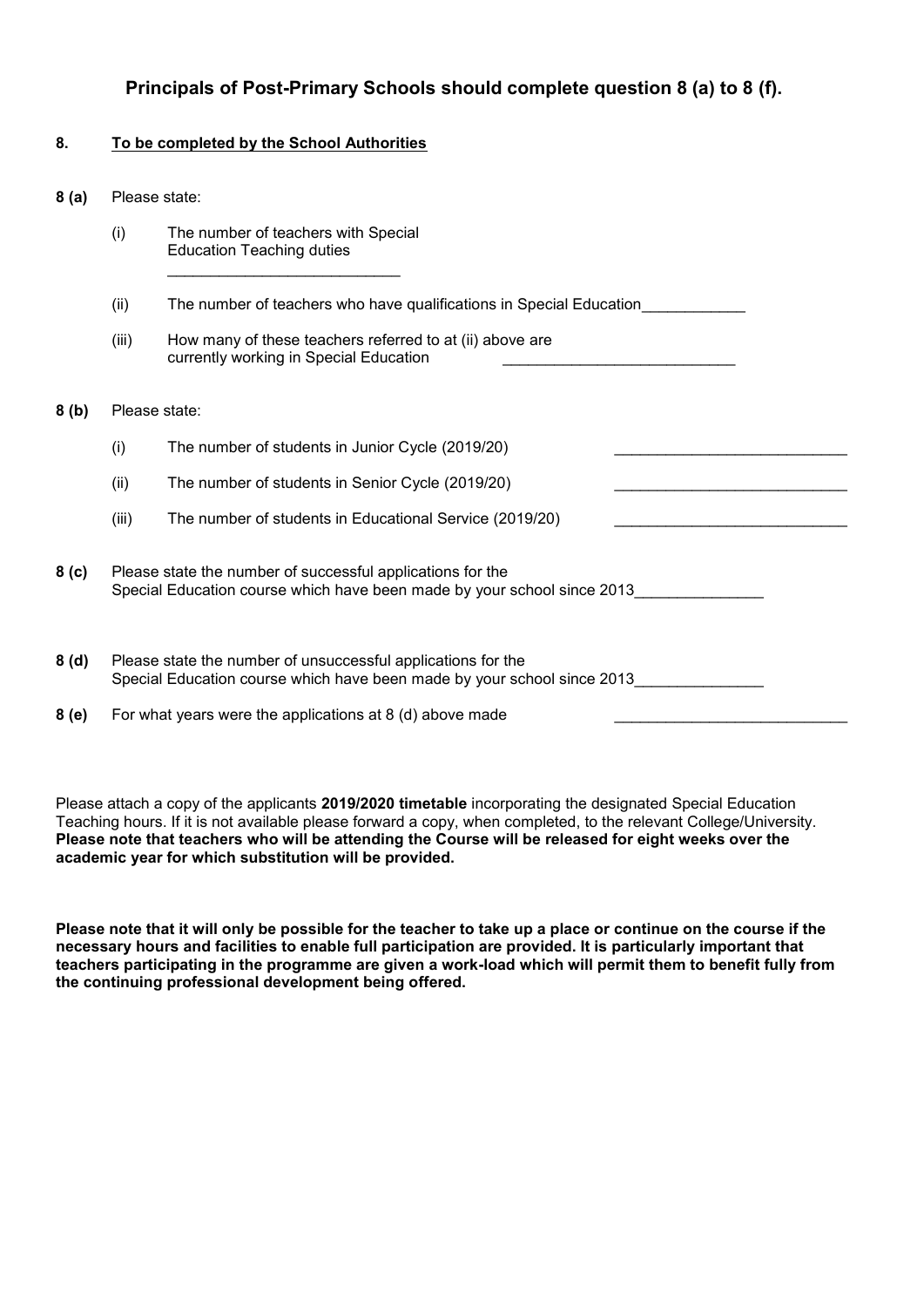## Principals of Post-Primary Schools should complete question 8 (a) to 8 (f).

**8. <u>To be completed by the School Authorities</u>**

**8 (a)** Please state:

(i) The number of teachers with Special Education Teaching duties ___________________________

(ii) The number of teachers who have qualifications in Special Education____________

(iii) How many of these teachers referred to at (ii) above are currently working in Special Education ___________________________

**8 (b)** Please state:

(i) The number of students in Junior Cycle (2019/20) ___________________________

(ii) The number of students in Senior Cycle (2019/20) ___________________________

(iii) The number of students in Educational Service (2019/20) ___________________________

**8 (c)** Please state the number of successful applications for the Special Education course which have been made by your school since 2013_______________

**8 (d)** Please state the number of unsuccessful applications for the Special Education course which have been made by your school since 2013_______________

**8 (e)** For what years were the applications at 8 (d) above made ___________________________

Please attach a copy of the applicants **2019/2020 timetable** incorporating the designated Special Education Teaching hours. If it is not available please forward a copy, when completed, to the relevant College/University. **Please note that teachers who will be attending the Course will be released for eight weeks over the academic year for which substitution will be provided.**

**Please note that it will only be possible for the teacher to take up a place or continue on the course if the necessary hours and facilities to enable full participation are provided. It is particularly important that teachers participating in the programme are given a work-load which will permit them to benefit fully from the continuing professional development being offered.**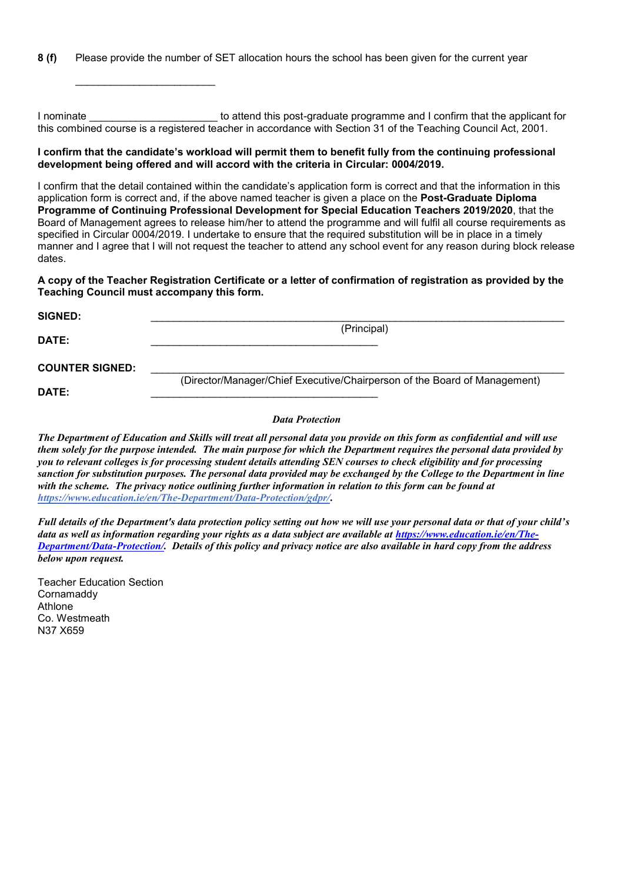**8 (f)** Please provide the number of SET allocation hours the school has been given for the current year

________________________

I nominate ______________________ to attend this post-graduate programme and I confirm that the applicant for this combined course is a registered teacher in accordance with Section 31 of the Teaching Council Act, 2001.

**I confirm that the candidate's workload will permit them to benefit fully from the continuing professional development being offered and will accord with the criteria in Circular: 0004/2019.**

I confirm that the detail contained within the candidate's application form is correct and that the information in this application form is correct and, if the above named teacher is given a place on the **Post-Graduate Diploma Programme of Continuing Professional Development for Special Education Teachers 2019/2020**, that the Board of Management agrees to release him/her to attend the programme and will fulfil all course requirements as specified in Circular 0004/2019. I undertake to ensure that the required substitution will be in place in a timely manner and I agree that I will not request the teacher to attend any school event for any reason during block release dates.

**A copy of the Teacher Registration Certificate or a letter of confirmation of registration as provided by the Teaching Council must accompany this form.**

**SIGNED:** ________________________________________________________________________
(Principal)

**DATE:** ________________________________________

**COUNTER SIGNED:** ________________________________________________________________________
(Director/Manager/Chief Executive/Chairperson of the Board of Management)

**DATE:** ________________________________________

***Data Protection***

***The Department of Education and Skills will treat all personal data you provide on this form as confidential and will use them solely for the purpose intended. The main purpose for which the Department requires the personal data provided by you to relevant colleges is for processing student details attending SEN courses to check eligibility and for processing sanction for substitution purposes. The personal data provided may be exchanged by the College to the Department in line with the scheme. The privacy notice outlining further information in relation to this form can be found at https://www.education.ie/en/The-Department/Data-Protection/gdpr/.***

***Full details of the Department's data protection policy setting out how we will use your personal data or that of your child's data as well as information regarding your rights as a data subject are available at https://www.education.ie/en/The-Department/Data-Protection/. Details of this policy and privacy notice are also available in hard copy from the address below upon request.***

Teacher Education Section
Cornamaddy
Athlone
Co. Westmeath
N37 X659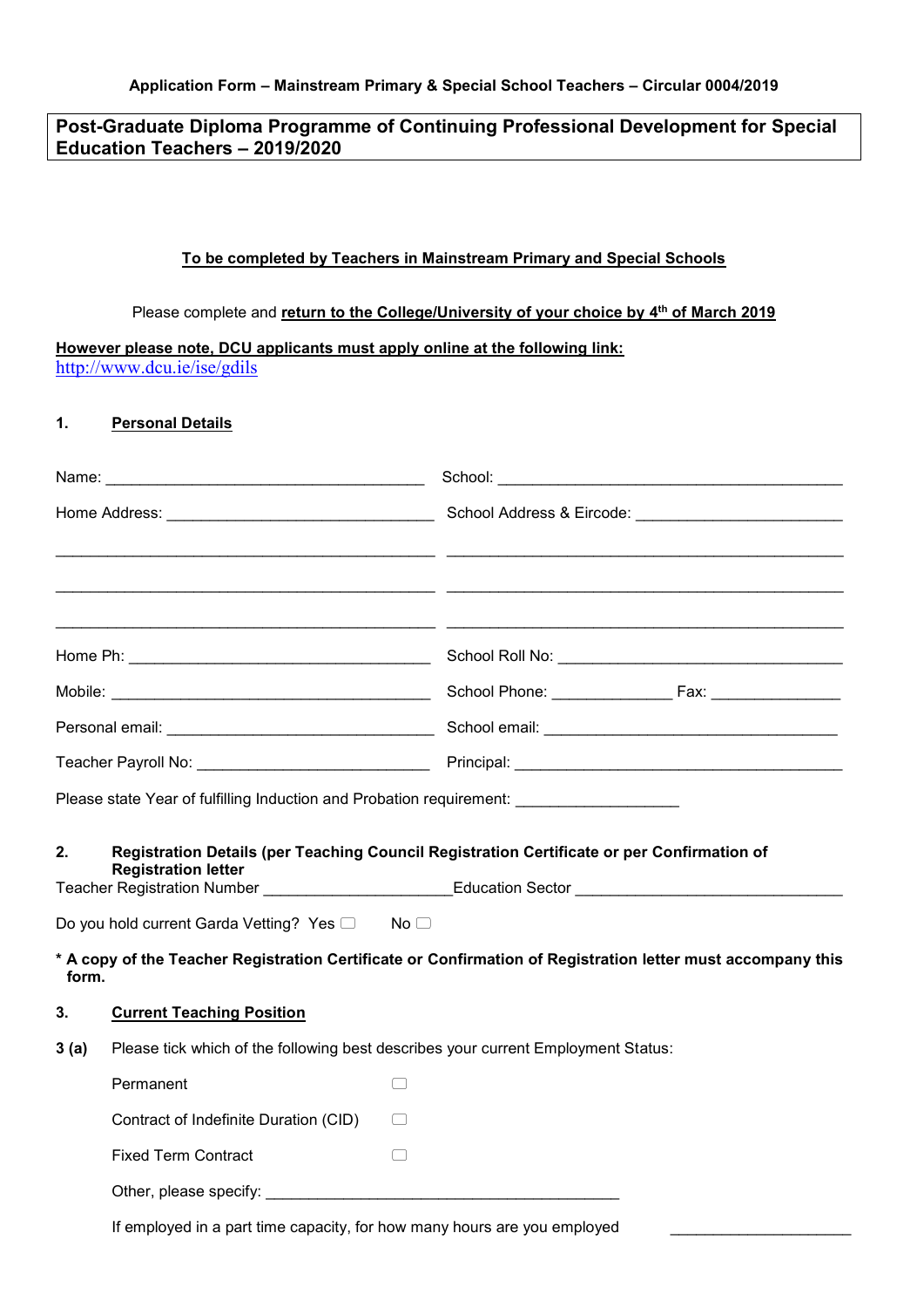**Application Form – Mainstream Primary & Special School Teachers – Circular 0004/2019**

## Post-Graduate Diploma Programme of Continuing Professional Development for Special Education Teachers – 2019/2020

**To be completed by Teachers in Mainstream Primary and Special Schools**

Please complete and **return to the College/University of your choice by 4th of March 2019**

**However please note, DCU applicants must apply online at the following link:**
http://www.dcu.ie/ise/gdils

### 1. Personal Details

Name: ____________________________________ School: ________________________________________

Home Address: ______________________________ School Address & Eircode: _______________________

____________________________________________ ______________________________________________

____________________________________________ ______________________________________________

____________________________________________ ______________________________________________

Home Ph: __________________________________ School Roll No: ________________________________

Mobile: ____________________________________ School Phone: _____________ Fax: ______________

Personal email: ______________________________ School email: __________________________________

Teacher Payroll No: __________________________ Principal: ______________________________________

Please state Year of fulfilling Induction and Probation requirement: __________________

### 2. Registration Details (per Teaching Council Registration Certificate or per Confirmation of Registration letter

Teacher Registration Number _____________________ Education Sector _______________________________

Do you hold current Garda Vetting? Yes ☐ No ☐

**\* A copy of the Teacher Registration Certificate or Confirmation of Registration letter must accompany this form.**

### 3. Current Teaching Position

**3 (a)** Please tick which of the following best describes your current Employment Status:

Permanent ☐

Contract of Indefinite Duration (CID) ☐

Fixed Term Contract ☐

Other, please specify: ________________________________________

If employed in a part time capacity, for how many hours are you employed ____________________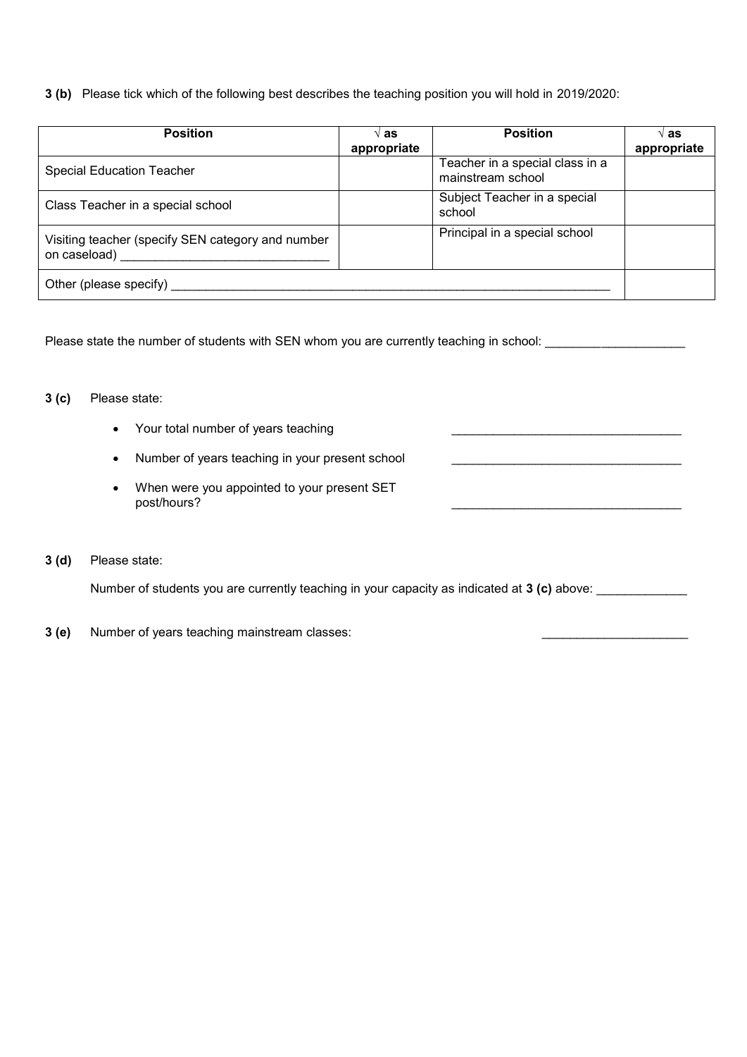**3 (b)** Please tick which of the following best describes the teaching position you will hold in 2019/2020:

| Position | √ as appropriate | Position | √ as appropriate |
|---|---|---|---|
| Special Education Teacher | | Teacher in a special class in a mainstream school | |
| Class Teacher in a special school | | Subject Teacher in a special school | |
| Visiting teacher (specify SEN category and number on caseload) ______________________________ | | Principal in a special school | |
| Other (please specify) ____________________________________________________________________ | | | |

Please state the number of students with SEN whom you are currently teaching in school: ____________________

**3 (c)** Please state:

- Your total number of years teaching __________________________________
- Number of years teaching in your present school __________________________________
- When were you appointed to your present SET post/hours? __________________________________

**3 (d)** Please state:

Number of students you are currently teaching in your capacity as indicated at **3 (c)** above: _____________

**3 (e)** Number of years teaching mainstream classes: _____________________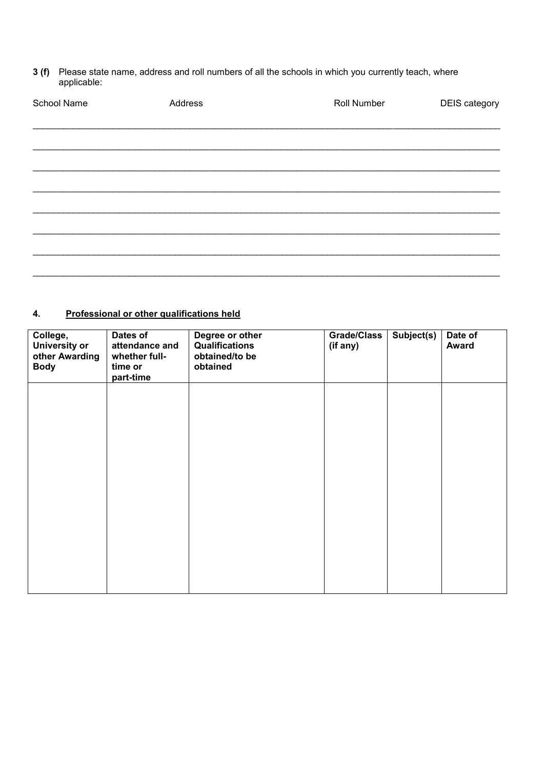**3 (f)** Please state name, address and roll numbers of all the schools in which you currently teach, where applicable:

| School Name | Address | Roll Number | DEIS category |
|---|---|---|---|
| | | | |
| | | | |
| | | | |
| | | | |
| | | | |
| | | | |
| | | | |
| | | | |

## 4. Professional or other qualifications held

| College, University or other Awarding Body | Dates of attendance and whether full-time or part-time | Degree or other Qualifications obtained/to be obtained | Grade/Class (if any) | Subject(s) | Date of Award |
|---|---|---|---|---|---|
| | | | | | |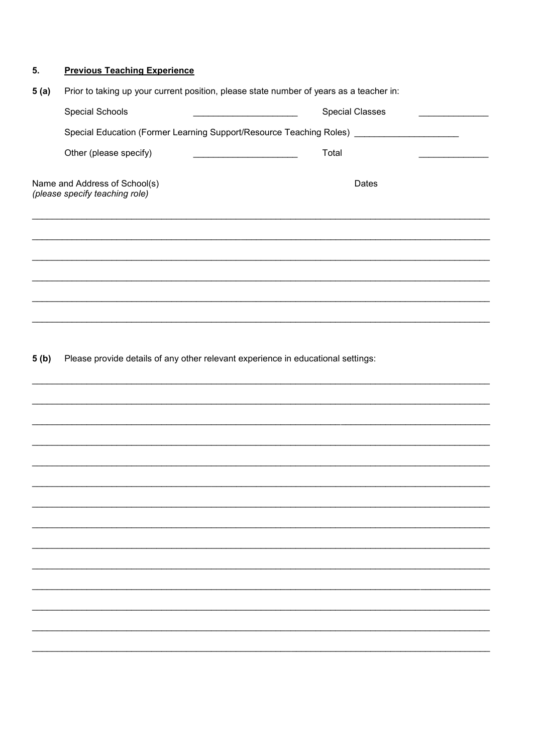## 5. **Previous Teaching Experience**

**5 (a)** Prior to taking up your current position, please state number of years as a teacher in:

Special Schools ____________________ Special Classes _____________

Special Education (Former Learning Support/Resource Teaching Roles) ____________________

Other (please specify) ____________________ Total _____________

Name and Address of School(s)
*(please specify teaching role)*

Dates

______________________________________________________________________________________

______________________________________________________________________________________

______________________________________________________________________________________

______________________________________________________________________________________

______________________________________________________________________________________

______________________________________________________________________________________

**5 (b)** Please provide details of any other relevant experience in educational settings:

______________________________________________________________________________________

______________________________________________________________________________________

______________________________________________________________________________________

______________________________________________________________________________________

______________________________________________________________________________________

______________________________________________________________________________________

______________________________________________________________________________________

______________________________________________________________________________________

______________________________________________________________________________________

______________________________________________________________________________________

______________________________________________________________________________________

______________________________________________________________________________________

______________________________________________________________________________________

______________________________________________________________________________________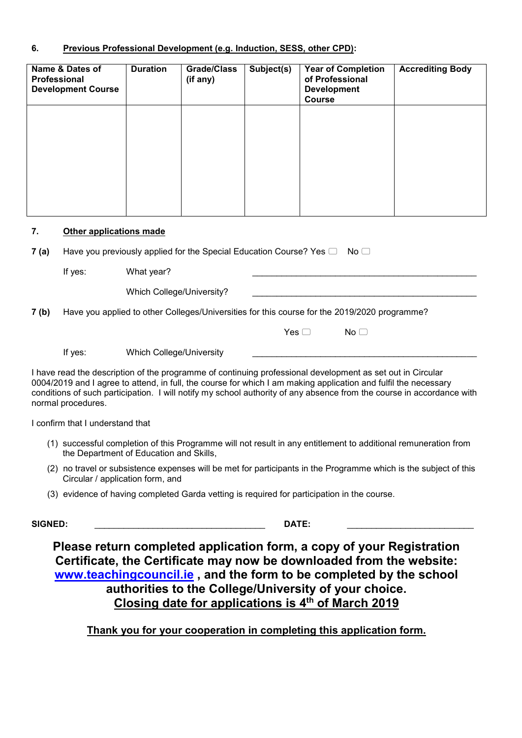**6. Previous Professional Development (e.g. Induction, SESS, other CPD):**

| Name & Dates of Professional Development Course | Duration | Grade/Class (if any) | Subject(s) | Year of Completion of Professional Development Course | Accrediting Body |
|---|---|---|---|---|---|
| | | | | | |

**7. Other applications made**

**7 (a)** Have you previously applied for the Special Education Course? Yes ☐ No ☐

If yes: What year? \_\_\_\_\_\_\_\_\_\_\_\_\_\_\_\_\_\_\_\_\_\_\_\_\_\_\_\_\_\_\_\_\_\_\_\_\_\_\_\_\_\_\_\_

Which College/University? \_\_\_\_\_\_\_\_\_\_\_\_\_\_\_\_\_\_\_\_\_\_\_\_\_\_\_\_\_\_\_\_\_\_\_\_\_\_\_\_\_\_\_\_

**7 (b)** Have you applied to other Colleges/Universities for this course for the 2019/2020 programme?

Yes ☐ No ☐

If yes: Which College/University \_\_\_\_\_\_\_\_\_\_\_\_\_\_\_\_\_\_\_\_\_\_\_\_\_\_\_\_\_\_\_\_\_\_\_\_\_\_\_\_\_\_\_\_

I have read the description of the programme of continuing professional development as set out in Circular 0004/2019 and I agree to attend, in full, the course for which I am making application and fulfil the necessary conditions of such participation. I will notify my school authority of any absence from the course in accordance with normal procedures.

I confirm that I understand that

(1) successful completion of this Programme will not result in any entitlement to additional remuneration from the Department of Education and Skills,

(2) no travel or subsistence expenses will be met for participants in the Programme which is the subject of this Circular / application form, and

(3) evidence of having completed Garda vetting is required for participation in the course.

**SIGNED:** \_\_\_\_\_\_\_\_\_\_\_\_\_\_\_\_\_\_\_\_\_\_\_\_\_\_\_\_\_\_\_\_ **DATE:** \_\_\_\_\_\_\_\_\_\_\_\_\_\_\_\_\_\_\_\_\_\_\_\_

**Please return completed application form, a copy of your Registration Certificate, the Certificate may now be downloaded from the website: www.teachingcouncil.ie , and the form to be completed by the school authorities to the College/University of your choice.**

**Closing date for applications is 4th of March 2019**

**Thank you for your cooperation in completing this application form.**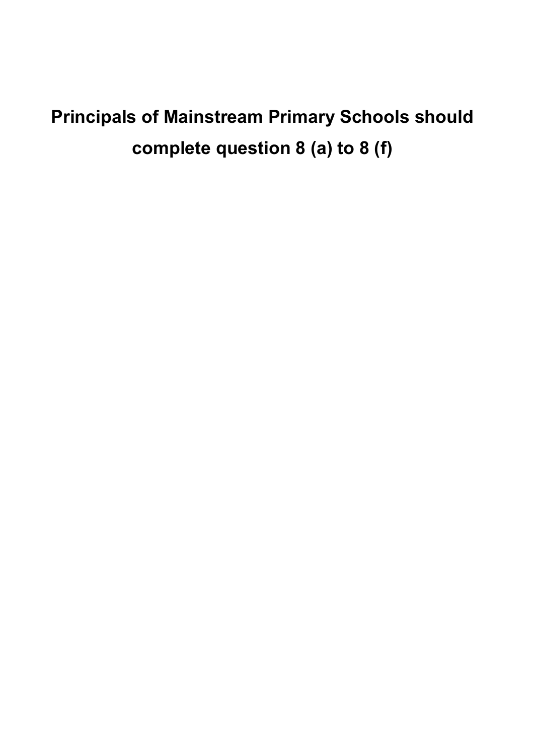**Principals of Mainstream Primary Schools should complete question 8 (a) to 8 (f)**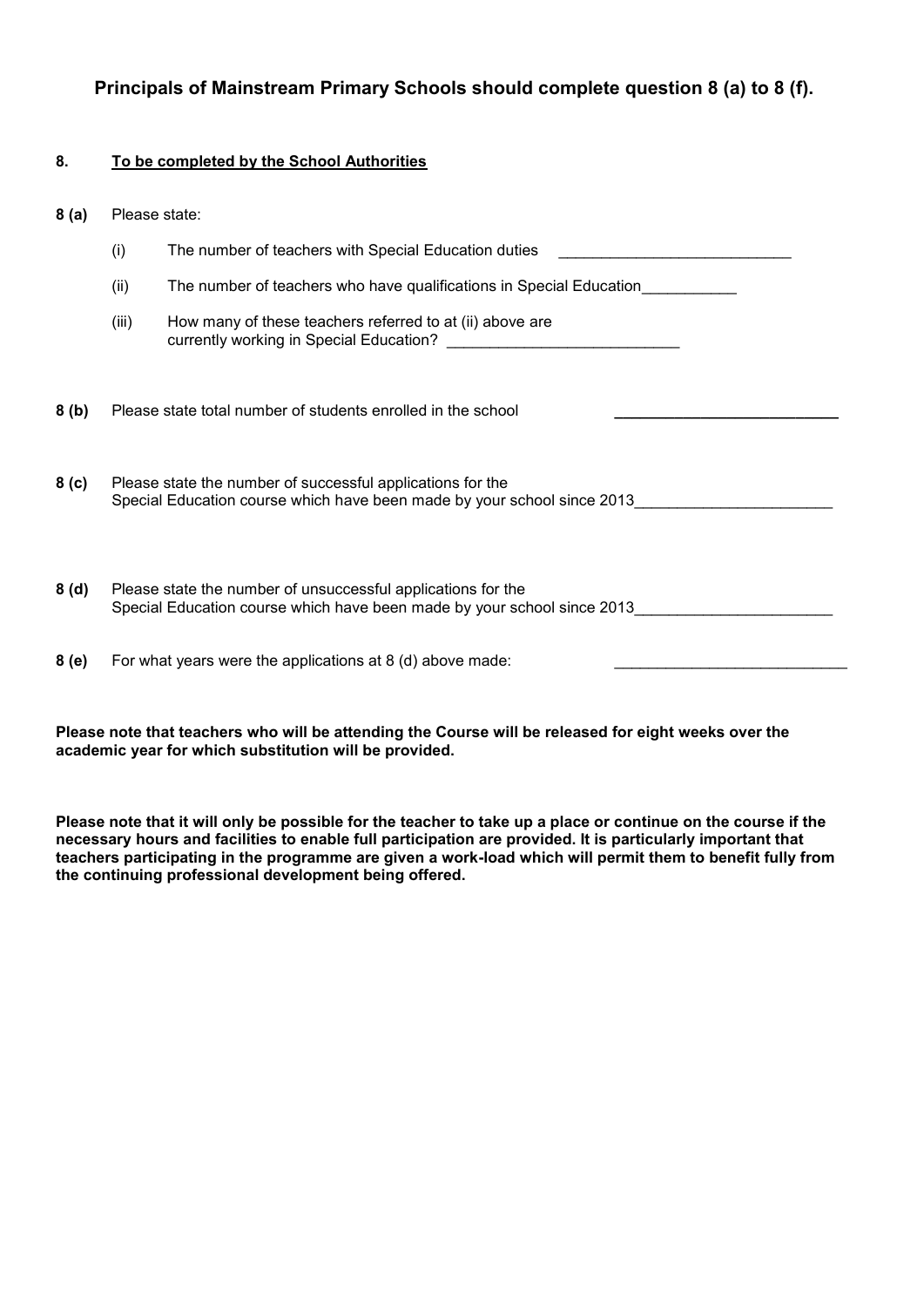### Principals of Mainstream Primary Schools should complete question 8 (a) to 8 (f).

**8. <u>To be completed by the School Authorities</u>**

**8 (a)** Please state:

(i) The number of teachers with Special Education duties \_\_\_\_\_\_\_\_\_\_\_\_\_\_\_\_\_\_\_\_\_\_\_\_\_\_\_

(ii) The number of teachers who have qualifications in Special Education\_\_\_\_\_\_\_\_\_\_\_

(iii) How many of these teachers referred to at (ii) above are currently working in Special Education? \_\_\_\_\_\_\_\_\_\_\_\_\_\_\_\_\_\_\_\_\_\_\_\_\_\_\_

**8 (b)** Please state total number of students enrolled in the school \_\_\_\_\_\_\_\_\_\_\_\_\_\_\_\_\_\_\_\_\_\_\_\_\_\_\_

**8 (c)** Please state the number of successful applications for the Special Education course which have been made by your school since 2013\_\_\_\_\_\_\_\_\_\_\_\_\_\_\_\_\_\_\_\_\_\_\_

**8 (d)** Please state the number of unsuccessful applications for the Special Education course which have been made by your school since 2013\_\_\_\_\_\_\_\_\_\_\_\_\_\_\_\_\_\_\_\_\_\_\_

**8 (e)** For what years were the applications at 8 (d) above made: \_\_\_\_\_\_\_\_\_\_\_\_\_\_\_\_\_\_\_\_\_\_\_\_\_\_\_

**Please note that teachers who will be attending the Course will be released for eight weeks over the academic year for which substitution will be provided.**

**Please note that it will only be possible for the teacher to take up a place or continue on the course if the necessary hours and facilities to enable full participation are provided. It is particularly important that teachers participating in the programme are given a work-load which will permit them to benefit fully from the continuing professional development being offered.**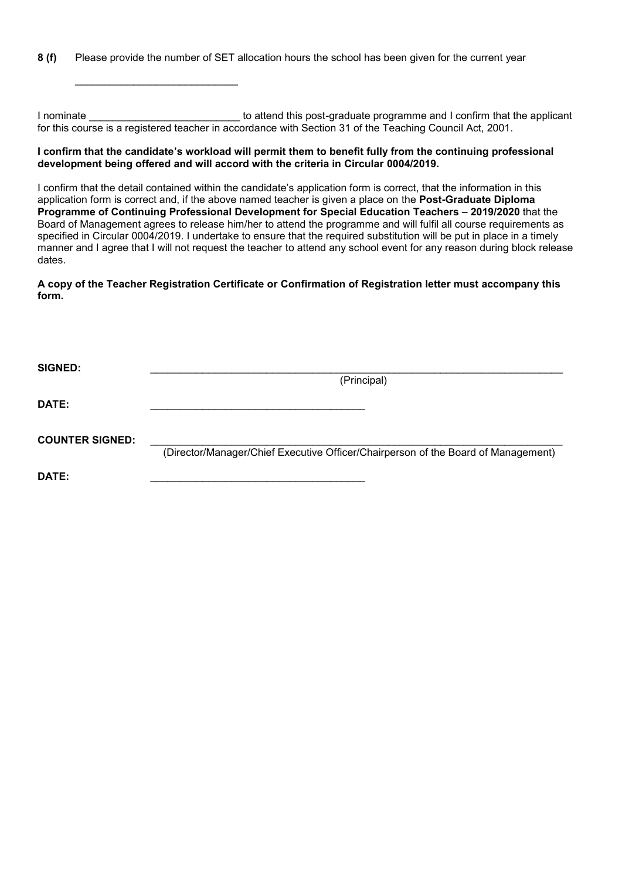**8 (f)** Please provide the number of SET allocation hours the school has been given for the current year

\_\_\_\_\_\_\_\_\_\_\_\_\_\_\_\_\_\_\_\_\_\_\_\_\_\_\_\_

I nominate \_\_\_\_\_\_\_\_\_\_\_\_\_\_\_\_\_\_\_\_\_\_\_\_\_\_ to attend this post-graduate programme and I confirm that the applicant for this course is a registered teacher in accordance with Section 31 of the Teaching Council Act, 2001.

**I confirm that the candidate's workload will permit them to benefit fully from the continuing professional development being offered and will accord with the criteria in Circular 0004/2019.**

I confirm that the detail contained within the candidate's application form is correct, that the information in this application form is correct and, if the above named teacher is given a place on the **Post-Graduate Diploma Programme of Continuing Professional Development for Special Education Teachers** – **2019/2020** that the Board of Management agrees to release him/her to attend the programme and will fulfil all course requirements as specified in Circular 0004/2019. I undertake to ensure that the required substitution will be put in place in a timely manner and I agree that I will not request the teacher to attend any school event for any reason during block release dates.

**A copy of the Teacher Registration Certificate or Confirmation of Registration letter must accompany this form.**

**SIGNED:** \_\_\_\_\_\_\_\_\_\_\_\_\_\_\_\_\_\_\_\_\_\_\_\_\_\_\_\_\_\_\_\_\_\_\_\_\_\_\_\_\_\_\_\_\_\_\_\_\_\_\_\_\_\_\_\_\_\_\_\_\_\_\_\_\_\_\_\_\_\_\_\_
(Principal)

**DATE:** \_\_\_\_\_\_\_\_\_\_\_\_\_\_\_\_\_\_\_\_\_\_\_\_\_\_\_\_\_\_\_\_\_\_\_\_\_\_

**COUNTER SIGNED:** \_\_\_\_\_\_\_\_\_\_\_\_\_\_\_\_\_\_\_\_\_\_\_\_\_\_\_\_\_\_\_\_\_\_\_\_\_\_\_\_\_\_\_\_\_\_\_\_\_\_\_\_\_\_\_\_\_\_\_\_\_\_\_\_\_\_\_\_\_\_\_\_
(Director/Manager/Chief Executive Officer/Chairperson of the Board of Management)

**DATE:** \_\_\_\_\_\_\_\_\_\_\_\_\_\_\_\_\_\_\_\_\_\_\_\_\_\_\_\_\_\_\_\_\_\_\_\_\_\_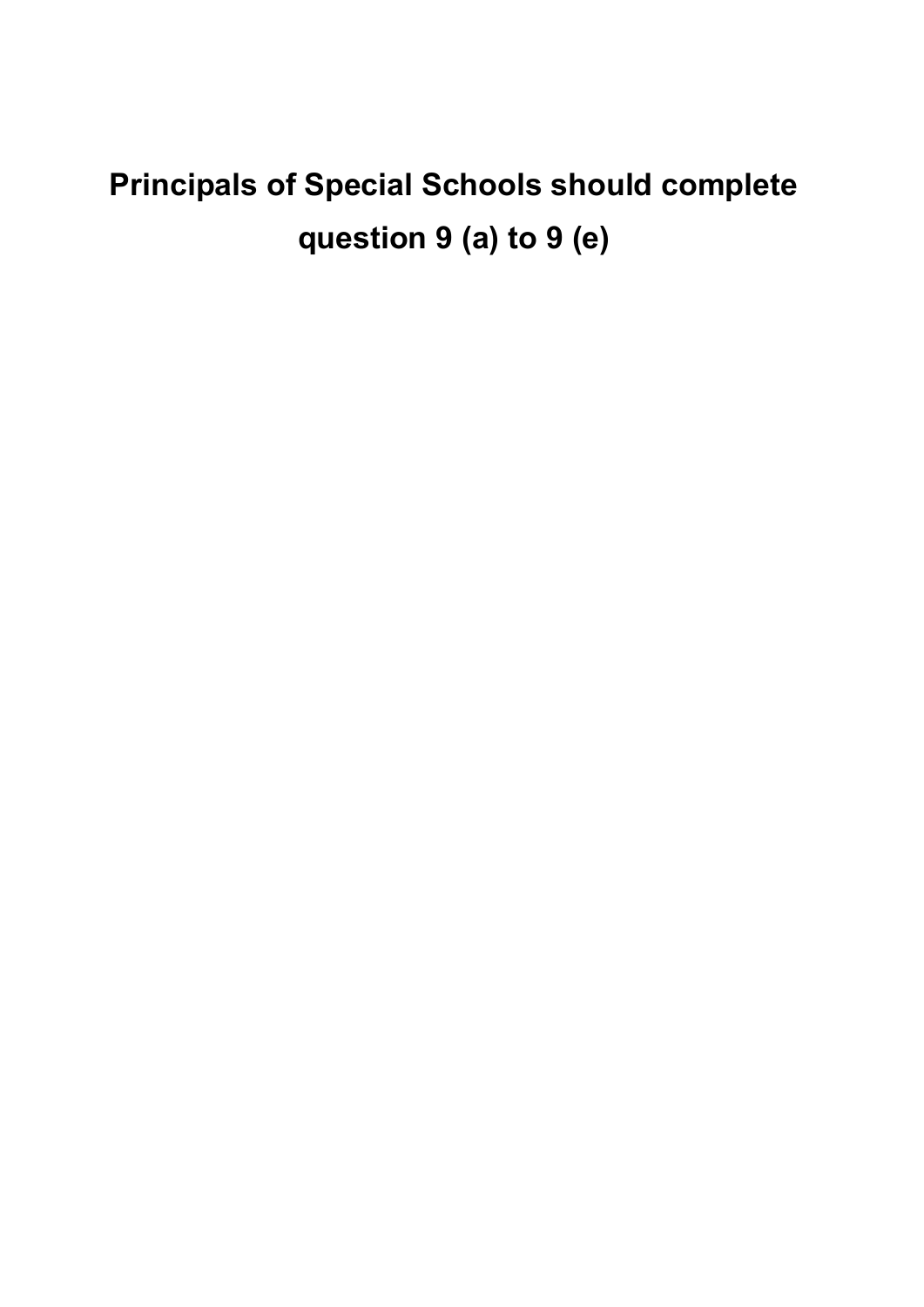**Principals of Special Schools should complete question 9 (a) to 9 (e)**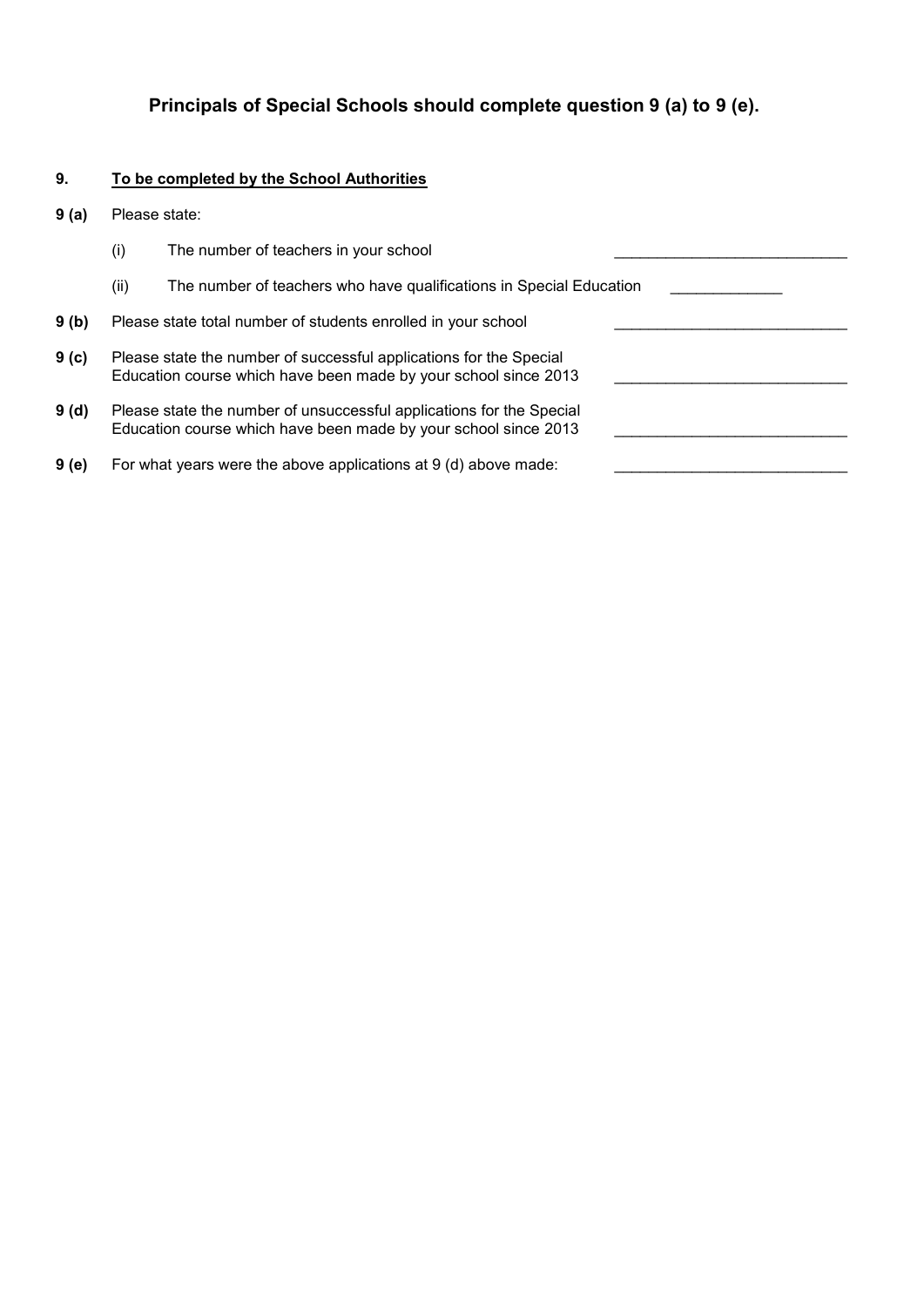**Principals of Special Schools should complete question 9 (a) to 9 (e).**

**9. <u>To be completed by the School Authorities</u>**

**9 (a)** Please state:

(i) The number of teachers in your school ___________________________

(ii) The number of teachers who have qualifications in Special Education _____________

**9 (b)** Please state total number of students enrolled in your school ___________________________

**9 (c)** Please state the number of successful applications for the Special Education course which have been made by your school since 2013 ___________________________

**9 (d)** Please state the number of unsuccessful applications for the Special Education course which have been made by your school since 2013 ___________________________

**9 (e)** For what years were the above applications at 9 (d) above made: ___________________________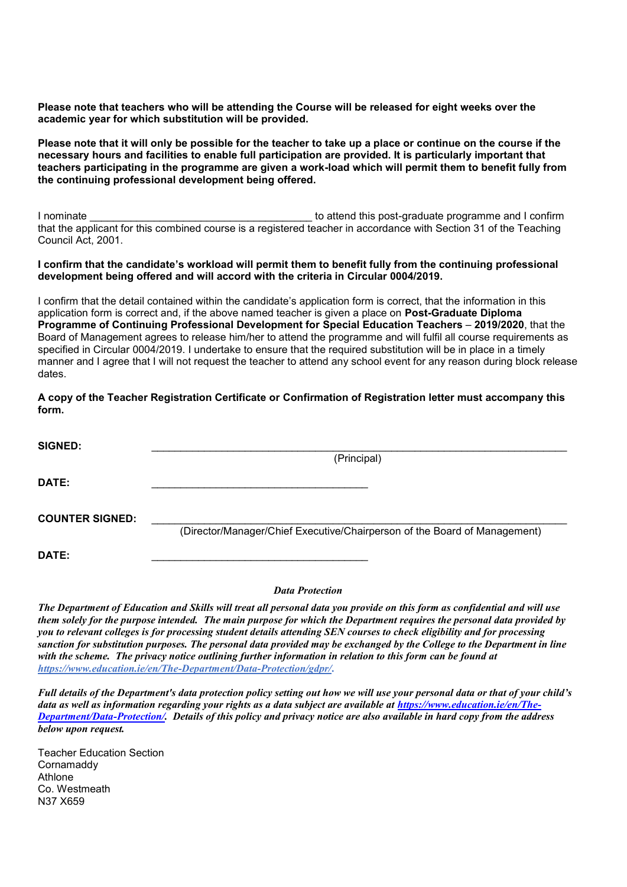**Please note that teachers who will be attending the Course will be released for eight weeks over the academic year for which substitution will be provided.**

**Please note that it will only be possible for the teacher to take up a place or continue on the course if the necessary hours and facilities to enable full participation are provided. It is particularly important that teachers participating in the programme are given a work-load which will permit them to benefit fully from the continuing professional development being offered.**

I nominate ______________________________________ to attend this post-graduate programme and I confirm that the applicant for this combined course is a registered teacher in accordance with Section 31 of the Teaching Council Act, 2001.

**I confirm that the candidate's workload will permit them to benefit fully from the continuing professional development being offered and will accord with the criteria in Circular 0004/2019.**

I confirm that the detail contained within the candidate's application form is correct, that the information in this application form is correct and, if the above named teacher is given a place on **Post-Graduate Diploma Programme of Continuing Professional Development for Special Education Teachers** – **2019/2020**, that the Board of Management agrees to release him/her to attend the programme and will fulfil all course requirements as specified in Circular 0004/2019. I undertake to ensure that the required substitution will be in place in a timely manner and I agree that I will not request the teacher to attend any school event for any reason during block release dates.

**A copy of the Teacher Registration Certificate or Confirmation of Registration letter must accompany this form.**

**SIGNED:** ______________________________________________________________________
(Principal)

**DATE:** ______________________________________

**COUNTER SIGNED:** ______________________________________________________________________
(Director/Manager/Chief Executive/Chairperson of the Board of Management)

**DATE:** ______________________________________

***Data Protection***

***The Department of Education and Skills will treat all personal data you provide on this form as confidential and will use them solely for the purpose intended. The main purpose for which the Department requires the personal data provided by you to relevant colleges is for processing student details attending SEN courses to check eligibility and for processing sanction for substitution purposes. The personal data provided may be exchanged by the College to the Department in line with the scheme. The privacy notice outlining further information in relation to this form can be found at https://www.education.ie/en/The-Department/Data-Protection/gdpr/.***

***Full details of the Department's data protection policy setting out how we will use your personal data or that of your child's data as well as information regarding your rights as a data subject are available at https://www.education.ie/en/The-Department/Data-Protection/. Details of this policy and privacy notice are also available in hard copy from the address below upon request.***

Teacher Education Section
Cornamaddy
Athlone
Co. Westmeath
N37 X659